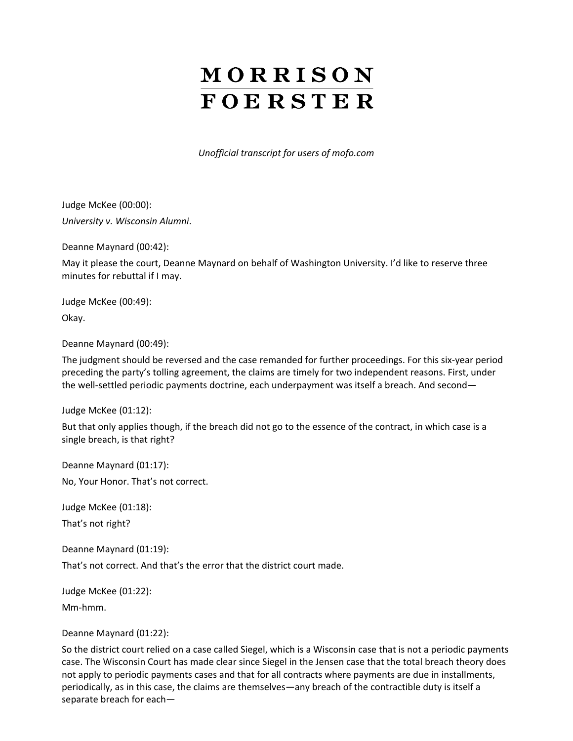# MORRISON FOERSTER

*Unofficial transcript for users of mofo.com*

Judge McKee (00:00):

*University v. Wisconsin Alumni*.

Deanne Maynard (00:42):

May it please the court, Deanne Maynard on behalf of Washington University. I'd like to reserve three minutes for rebuttal if I may.

Judge McKee (00:49):

Okay.

Deanne Maynard (00:49):

The judgment should be reversed and the case remanded for further proceedings. For this six-year period preceding the party's tolling agreement, the claims are timely for two independent reasons. First, under the well-settled periodic payments doctrine, each underpayment was itself a breach. And second—

Judge McKee (01:12):

But that only applies though, if the breach did not go to the essence of the contract, in which case is a single breach, is that right?

Deanne Maynard (01:17):

No, Your Honor. That's not correct.

Judge McKee (01:18):

That's not right?

Deanne Maynard (01:19):

That's not correct. And that's the error that the district court made.

Judge McKee (01:22):

Mm-hmm.

Deanne Maynard (01:22):

So the district court relied on a case called Siegel, which is a Wisconsin case that is not a periodic payments case. The Wisconsin Court has made clear since Siegel in the Jensen case that the total breach theory does not apply to periodic payments cases and that for all contracts where payments are due in installments, periodically, as in this case, the claims are themselves—any breach of the contractible duty is itself a separate breach for each—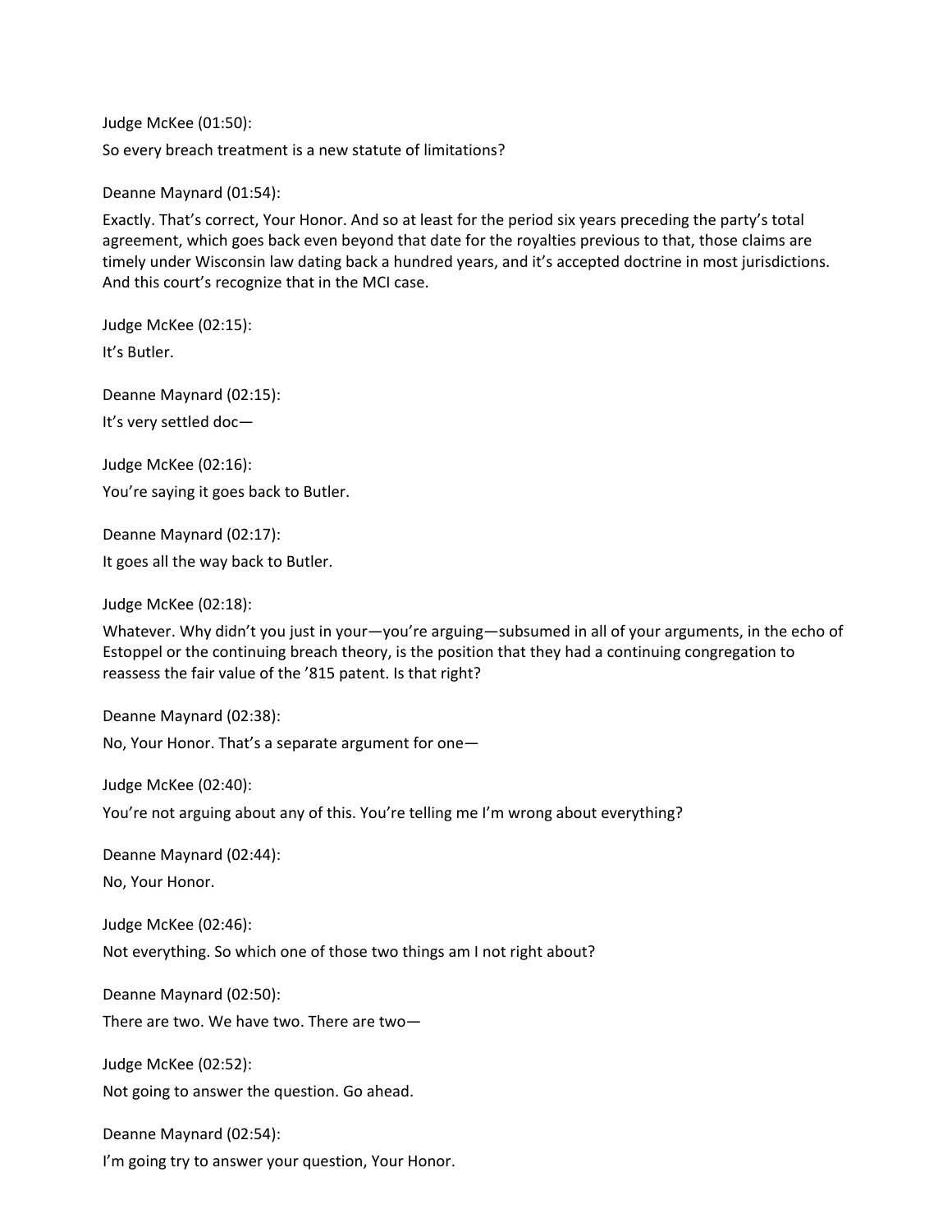Judge McKee (01:50):

So every breach treatment is a new statute of limitations?

Deanne Maynard (01:54):

Exactly. That's correct, Your Honor. And so at least for the period six years preceding the party's total agreement, which goes back even beyond that date for the royalties previous to that, those claims are timely under Wisconsin law dating back a hundred years, and it's accepted doctrine in most jurisdictions. And this court's recognize that in the MCI case.

Judge McKee (02:15):

It's Butler.

Deanne Maynard (02:15):

It's very settled doc—

Judge McKee (02:16):

You're saying it goes back to Butler.

Deanne Maynard (02:17):

It goes all the way back to Butler.

Judge McKee (02:18):

Whatever. Why didn't you just in your—you're arguing—subsumed in all of your arguments, in the echo of Estoppel or the continuing breach theory, is the position that they had a continuing congregation to reassess the fair value of the '815 patent. Is that right?

Deanne Maynard (02:38):

No, Your Honor. That's a separate argument for one—

Judge McKee (02:40):

You're not arguing about any of this. You're telling me I'm wrong about everything?

Deanne Maynard (02:44):

No, Your Honor.

Judge McKee (02:46):

Not everything. So which one of those two things am I not right about?

Deanne Maynard (02:50):

There are two. We have two. There are two—

Judge McKee (02:52):

Not going to answer the question. Go ahead.

Deanne Maynard (02:54):

I'm going try to answer your question, Your Honor.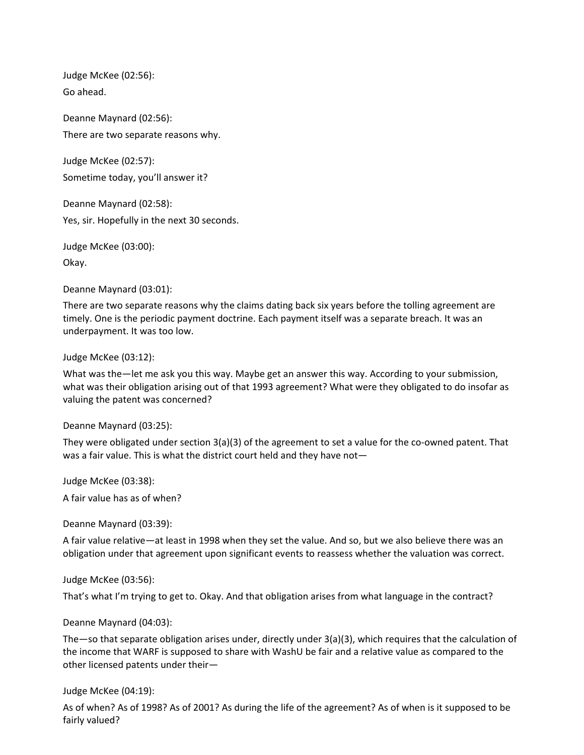Judge McKee (02:56):

Go ahead.

Deanne Maynard (02:56):

There are two separate reasons why.

Judge McKee (02:57):

Sometime today, you'll answer it?

Deanne Maynard (02:58):

Yes, sir. Hopefully in the next 30 seconds.

Judge McKee (03:00):

Okay.

Deanne Maynard (03:01):

There are two separate reasons why the claims dating back six years before the tolling agreement are timely. One is the periodic payment doctrine. Each payment itself was a separate breach. It was an underpayment. It was too low.

Judge McKee (03:12):

What was the—let me ask you this way. Maybe get an answer this way. According to your submission, what was their obligation arising out of that 1993 agreement? What were they obligated to do insofar as valuing the patent was concerned?

Deanne Maynard (03:25):

They were obligated under section 3(a)(3) of the agreement to set a value for the co-owned patent. That was a fair value. This is what the district court held and they have not—

Judge McKee (03:38):

A fair value has as of when?

Deanne Maynard (03:39):

A fair value relative—at least in 1998 when they set the value. And so, but we also believe there was an obligation under that agreement upon significant events to reassess whether the valuation was correct.

Judge McKee (03:56):

That's what I'm trying to get to. Okay. And that obligation arises from what language in the contract?

Deanne Maynard (04:03):

The—so that separate obligation arises under, directly under 3(a)(3), which requires that the calculation of the income that WARF is supposed to share with WashU be fair and a relative value as compared to the other licensed patents under their—

Judge McKee (04:19):

As of when? As of 1998? As of 2001? As during the life of the agreement? As of when is it supposed to be fairly valued?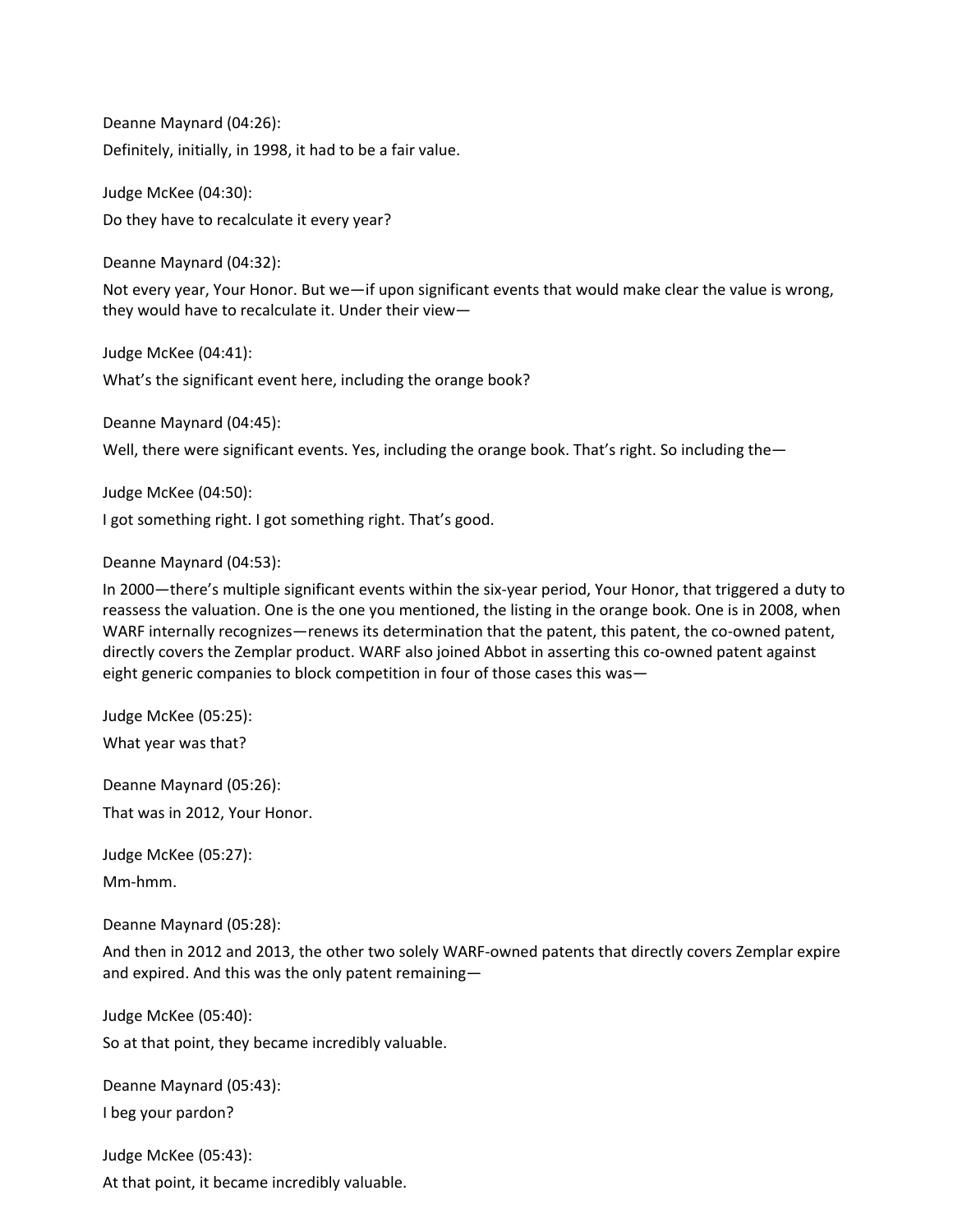Deanne Maynard (04:26):

Definitely, initially, in 1998, it had to be a fair value.

Judge McKee (04:30):

Do they have to recalculate it every year?

Deanne Maynard (04:32):

Not every year, Your Honor. But we—if upon significant events that would make clear the value is wrong, they would have to recalculate it. Under their view—

Judge McKee (04:41):

What's the significant event here, including the orange book?

Deanne Maynard (04:45):

Well, there were significant events. Yes, including the orange book. That's right. So including the—

Judge McKee (04:50):

I got something right. I got something right. That's good.

Deanne Maynard (04:53):

In 2000—there's multiple significant events within the six-year period, Your Honor, that triggered a duty to reassess the valuation. One is the one you mentioned, the listing in the orange book. One is in 2008, when WARF internally recognizes—renews its determination that the patent, this patent, the co-owned patent, directly covers the Zemplar product. WARF also joined Abbot in asserting this co-owned patent against eight generic companies to block competition in four of those cases this was—

Judge McKee (05:25):

What year was that?

Deanne Maynard (05:26):

That was in 2012, Your Honor.

Judge McKee (05:27):

Mm-hmm.

Deanne Maynard (05:28):

And then in 2012 and 2013, the other two solely WARF-owned patents that directly covers Zemplar expire and expired. And this was the only patent remaining—

Judge McKee (05:40):

So at that point, they became incredibly valuable.

Deanne Maynard (05:43):

I beg your pardon?

Judge McKee (05:43):

At that point, it became incredibly valuable.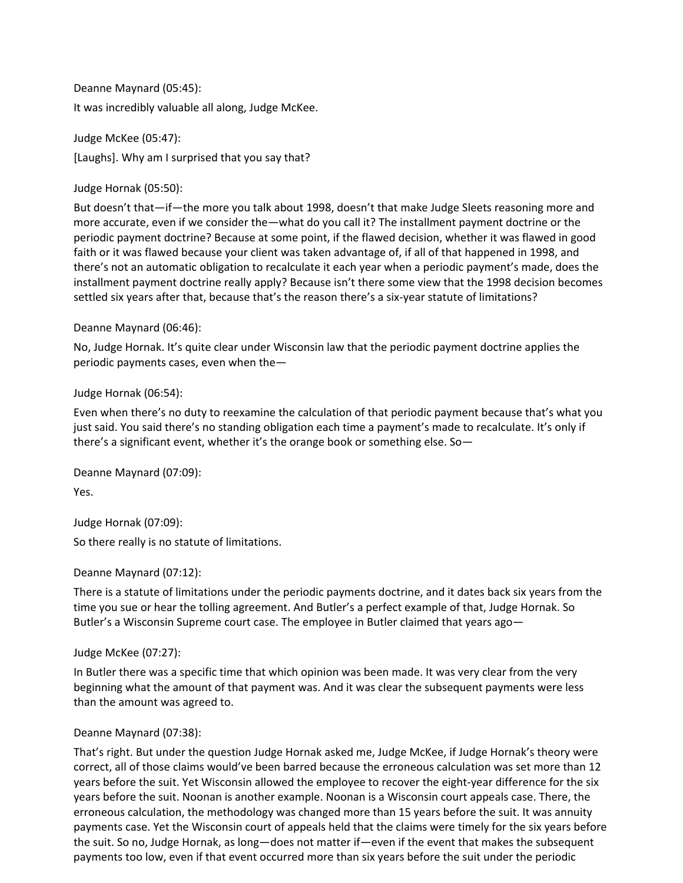Deanne Maynard (05:45):

It was incredibly valuable all along, Judge McKee.

Judge McKee (05:47):

[Laughs]. Why am I surprised that you say that?

Judge Hornak (05:50):

But doesn't that—if—the more you talk about 1998, doesn't that make Judge Sleets reasoning more and more accurate, even if we consider the—what do you call it? The installment payment doctrine or the periodic payment doctrine? Because at some point, if the flawed decision, whether it was flawed in good faith or it was flawed because your client was taken advantage of, if all of that happened in 1998, and there's not an automatic obligation to recalculate it each year when a periodic payment's made, does the installment payment doctrine really apply? Because isn't there some view that the 1998 decision becomes settled six years after that, because that's the reason there's a six-year statute of limitations?

Deanne Maynard (06:46):

No, Judge Hornak. It's quite clear under Wisconsin law that the periodic payment doctrine applies the periodic payments cases, even when the—

Judge Hornak (06:54):

Even when there's no duty to reexamine the calculation of that periodic payment because that's what you just said. You said there's no standing obligation each time a payment's made to recalculate. It's only if there's a significant event, whether it's the orange book or something else. So—

Deanne Maynard (07:09):

Yes.

Judge Hornak (07:09):

So there really is no statute of limitations.

Deanne Maynard (07:12):

There is a statute of limitations under the periodic payments doctrine, and it dates back six years from the time you sue or hear the tolling agreement. And Butler's a perfect example of that, Judge Hornak. So Butler's a Wisconsin Supreme court case. The employee in Butler claimed that years ago—

Judge McKee (07:27):

In Butler there was a specific time that which opinion was been made. It was very clear from the very beginning what the amount of that payment was. And it was clear the subsequent payments were less than the amount was agreed to.

Deanne Maynard (07:38):

That's right. But under the question Judge Hornak asked me, Judge McKee, if Judge Hornak's theory were correct, all of those claims would've been barred because the erroneous calculation was set more than 12 years before the suit. Yet Wisconsin allowed the employee to recover the eight-year difference for the six years before the suit. Noonan is another example. Noonan is a Wisconsin court appeals case. There, the erroneous calculation, the methodology was changed more than 15 years before the suit. It was annuity payments case. Yet the Wisconsin court of appeals held that the claims were timely for the six years before the suit. So no, Judge Hornak, as long—does not matter if—even if the event that makes the subsequent payments too low, even if that event occurred more than six years before the suit under the periodic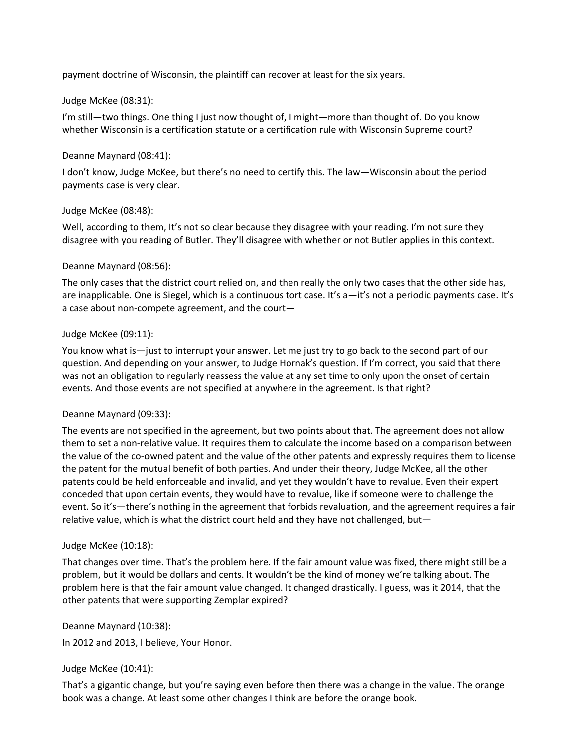payment doctrine of Wisconsin, the plaintiff can recover at least for the six years.

Judge McKee (08:31):

I'm still—two things. One thing I just now thought of, I might—more than thought of. Do you know whether Wisconsin is a certification statute or a certification rule with Wisconsin Supreme court?

Deanne Maynard (08:41):

I don't know, Judge McKee, but there's no need to certify this. The law—Wisconsin about the period payments case is very clear.

Judge McKee (08:48):

Well, according to them, It's not so clear because they disagree with your reading. I'm not sure they disagree with you reading of Butler. They'll disagree with whether or not Butler applies in this context.

Deanne Maynard (08:56):

The only cases that the district court relied on, and then really the only two cases that the other side has, are inapplicable. One is Siegel, which is a continuous tort case. It's a—it's not a periodic payments case. It's a case about non-compete agreement, and the court—

Judge McKee (09:11):

You know what is—just to interrupt your answer. Let me just try to go back to the second part of our question. And depending on your answer, to Judge Hornak's question. If I'm correct, you said that there was not an obligation to regularly reassess the value at any set time to only upon the onset of certain events. And those events are not specified at anywhere in the agreement. Is that right?

Deanne Maynard (09:33):

The events are not specified in the agreement, but two points about that. The agreement does not allow them to set a non-relative value. It requires them to calculate the income based on a comparison between the value of the co-owned patent and the value of the other patents and expressly requires them to license the patent for the mutual benefit of both parties. And under their theory, Judge McKee, all the other patents could be held enforceable and invalid, and yet they wouldn't have to revalue. Even their expert conceded that upon certain events, they would have to revalue, like if someone were to challenge the event. So it's—there's nothing in the agreement that forbids revaluation, and the agreement requires a fair relative value, which is what the district court held and they have not challenged, but—

Judge McKee (10:18):

That changes over time. That's the problem here. If the fair amount value was fixed, there might still be a problem, but it would be dollars and cents. It wouldn't be the kind of money we're talking about. The problem here is that the fair amount value changed. It changed drastically. I guess, was it 2014, that the other patents that were supporting Zemplar expired?

Deanne Maynard (10:38):

In 2012 and 2013, I believe, Your Honor.

Judge McKee (10:41):

That's a gigantic change, but you're saying even before then there was a change in the value. The orange book was a change. At least some other changes I think are before the orange book.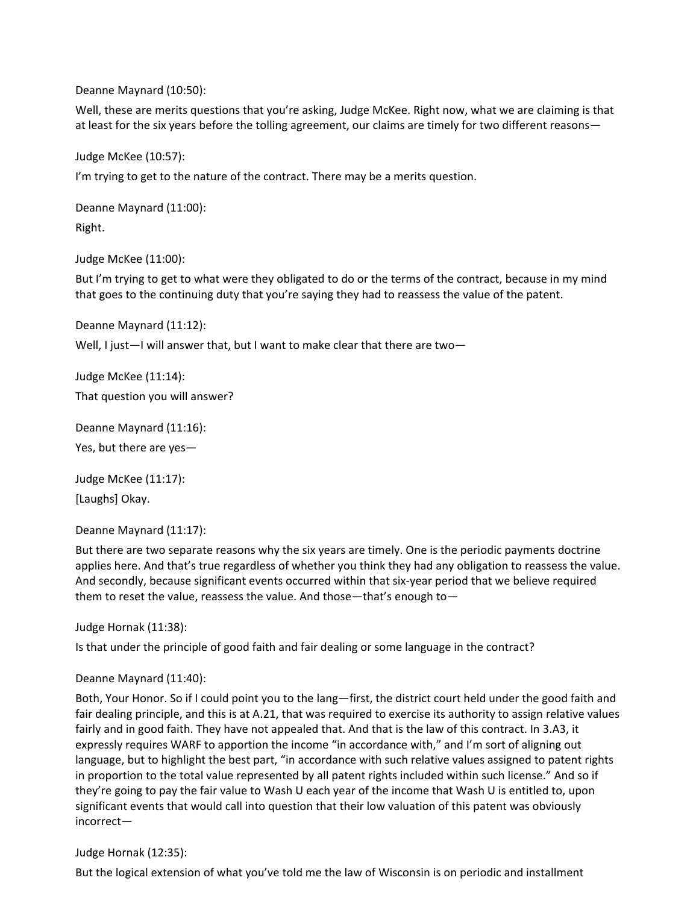Deanne Maynard (10:50):

Well, these are merits questions that you're asking, Judge McKee. Right now, what we are claiming is that at least for the six years before the tolling agreement, our claims are timely for two different reasons—

Judge McKee (10:57):

I'm trying to get to the nature of the contract. There may be a merits question.

Deanne Maynard (11:00):

Right.

Judge McKee (11:00):

But I'm trying to get to what were they obligated to do or the terms of the contract, because in my mind that goes to the continuing duty that you're saying they had to reassess the value of the patent.

Deanne Maynard (11:12):

Well, I just—I will answer that, but I want to make clear that there are two—

Judge McKee (11:14):

That question you will answer?

Deanne Maynard (11:16):

Yes, but there are yes—

Judge McKee (11:17):

[Laughs] Okay.

Deanne Maynard (11:17):

But there are two separate reasons why the six years are timely. One is the periodic payments doctrine applies here. And that's true regardless of whether you think they had any obligation to reassess the value. And secondly, because significant events occurred within that six-year period that we believe required them to reset the value, reassess the value. And those—that's enough to—

Judge Hornak (11:38):

Is that under the principle of good faith and fair dealing or some language in the contract?

Deanne Maynard (11:40):

Both, Your Honor. So if I could point you to the lang—first, the district court held under the good faith and fair dealing principle, and this is at A.21, that was required to exercise its authority to assign relative values fairly and in good faith. They have not appealed that. And that is the law of this contract. In 3.A3, it expressly requires WARF to apportion the income "in accordance with," and I'm sort of aligning out language, but to highlight the best part, "in accordance with such relative values assigned to patent rights in proportion to the total value represented by all patent rights included within such license." And so if they're going to pay the fair value to Wash U each year of the income that Wash U is entitled to, upon significant events that would call into question that their low valuation of this patent was obviously incorrect—

Judge Hornak (12:35):

But the logical extension of what you've told me the law of Wisconsin is on periodic and installment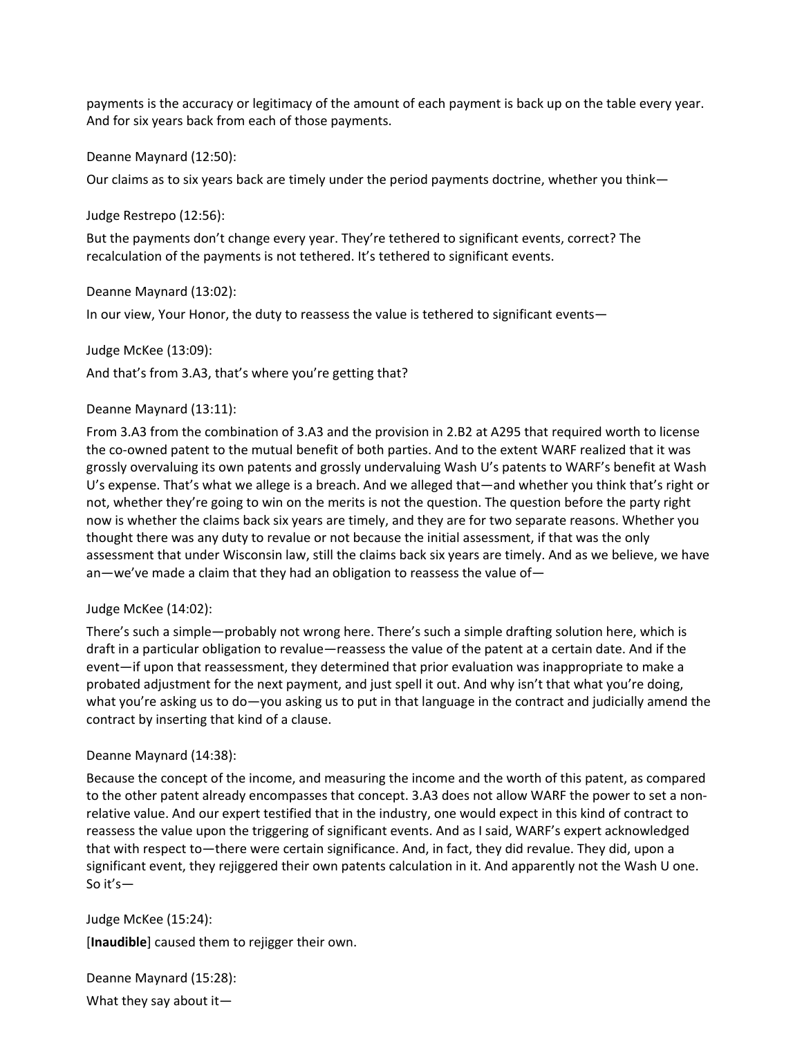payments is the accuracy or legitimacy of the amount of each payment is back up on the table every year. And for six years back from each of those payments.

Deanne Maynard (12:50):

Our claims as to six years back are timely under the period payments doctrine, whether you think—

Judge Restrepo (12:56):

But the payments don't change every year. They're tethered to significant events, correct? The recalculation of the payments is not tethered. It's tethered to significant events.

Deanne Maynard (13:02):

In our view, Your Honor, the duty to reassess the value is tethered to significant events—

Judge McKee (13:09):

And that's from 3.A3, that's where you're getting that?

Deanne Maynard (13:11):

From 3.A3 from the combination of 3.A3 and the provision in 2.B2 at A295 that required worth to license the co-owned patent to the mutual benefit of both parties. And to the extent WARF realized that it was grossly overvaluing its own patents and grossly undervaluing Wash U's patents to WARF's benefit at Wash U's expense. That's what we allege is a breach. And we alleged that—and whether you think that's right or not, whether they're going to win on the merits is not the question. The question before the party right now is whether the claims back six years are timely, and they are for two separate reasons. Whether you thought there was any duty to revalue or not because the initial assessment, if that was the only assessment that under Wisconsin law, still the claims back six years are timely. And as we believe, we have an—we've made a claim that they had an obligation to reassess the value of—

Judge McKee (14:02):

There's such a simple—probably not wrong here. There's such a simple drafting solution here, which is draft in a particular obligation to revalue—reassess the value of the patent at a certain date. And if the event—if upon that reassessment, they determined that prior evaluation was inappropriate to make a probated adjustment for the next payment, and just spell it out. And why isn't that what you're doing, what you're asking us to do—you asking us to put in that language in the contract and judicially amend the contract by inserting that kind of a clause.

Deanne Maynard (14:38):

Because the concept of the income, and measuring the income and the worth of this patent, as compared to the other patent already encompasses that concept. 3.A3 does not allow WARF the power to set a non-relative value. And our expert testified that in the industry, one would expect in this kind of contract to reassess the value upon the triggering of significant events. And as I said, WARF's expert acknowledged that with respect to—there were certain significance. And, in fact, they did revalue. They did, upon a significant event, they rejiggered their own patents calculation in it. And apparently not the Wash U one. So it's—

Judge McKee (15:24):

[**Inaudible**] caused them to rejigger their own.

Deanne Maynard (15:28):

What they say about it—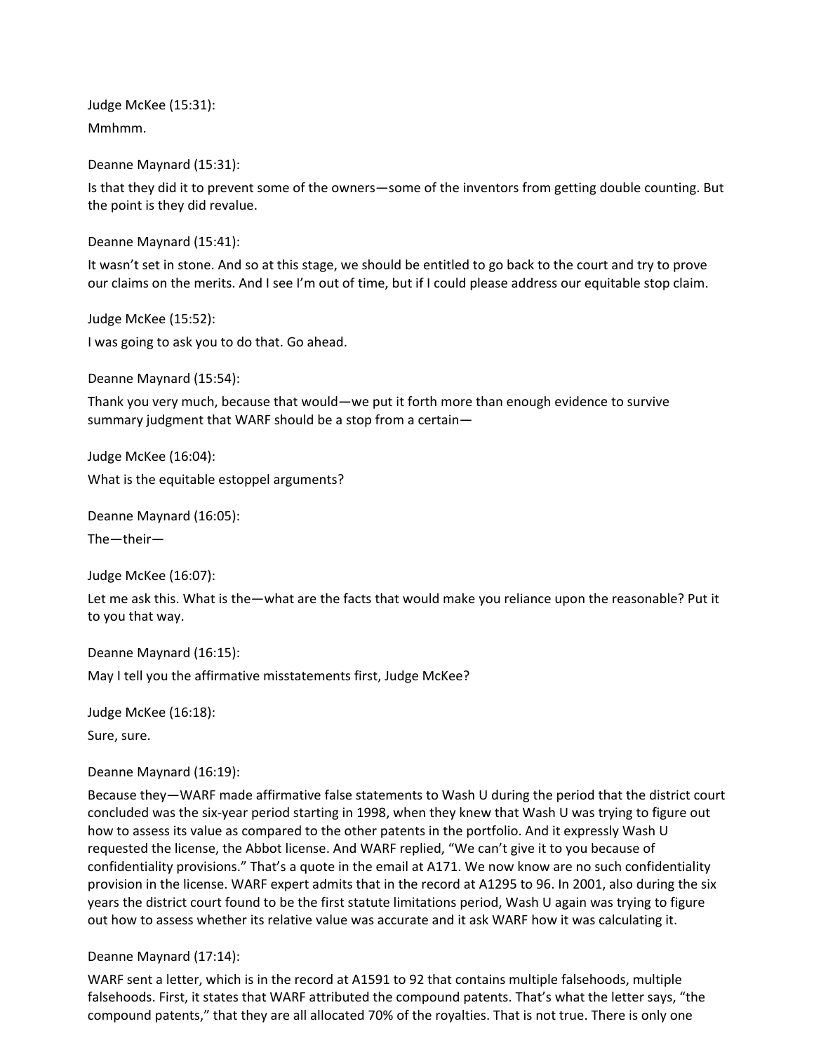Judge McKee (15:31):

Mmhmm.

Deanne Maynard (15:31):

Is that they did it to prevent some of the owners—some of the inventors from getting double counting. But the point is they did revalue.

Deanne Maynard (15:41):

It wasn't set in stone. And so at this stage, we should be entitled to go back to the court and try to prove our claims on the merits. And I see I'm out of time, but if I could please address our equitable stop claim.

Judge McKee (15:52):

I was going to ask you to do that. Go ahead.

Deanne Maynard (15:54):

Thank you very much, because that would—we put it forth more than enough evidence to survive summary judgment that WARF should be a stop from a certain—

Judge McKee (16:04):

What is the equitable estoppel arguments?

Deanne Maynard (16:05):

The—their—

Judge McKee (16:07):

Let me ask this. What is the—what are the facts that would make you reliance upon the reasonable? Put it to you that way.

Deanne Maynard (16:15):

May I tell you the affirmative misstatements first, Judge McKee?

Judge McKee (16:18):

Sure, sure.

Deanne Maynard (16:19):

Because they—WARF made affirmative false statements to Wash U during the period that the district court concluded was the six-year period starting in 1998, when they knew that Wash U was trying to figure out how to assess its value as compared to the other patents in the portfolio. And it expressly Wash U requested the license, the Abbot license. And WARF replied, "We can't give it to you because of confidentiality provisions." That's a quote in the email at A171. We now know are no such confidentiality provision in the license. WARF expert admits that in the record at A1295 to 96. In 2001, also during the six years the district court found to be the first statute limitations period, Wash U again was trying to figure out how to assess whether its relative value was accurate and it ask WARF how it was calculating it.

Deanne Maynard (17:14):

WARF sent a letter, which is in the record at A1591 to 92 that contains multiple falsehoods, multiple falsehoods. First, it states that WARF attributed the compound patents. That's what the letter says, "the compound patents," that they are all allocated 70% of the royalties. That is not true. There is only one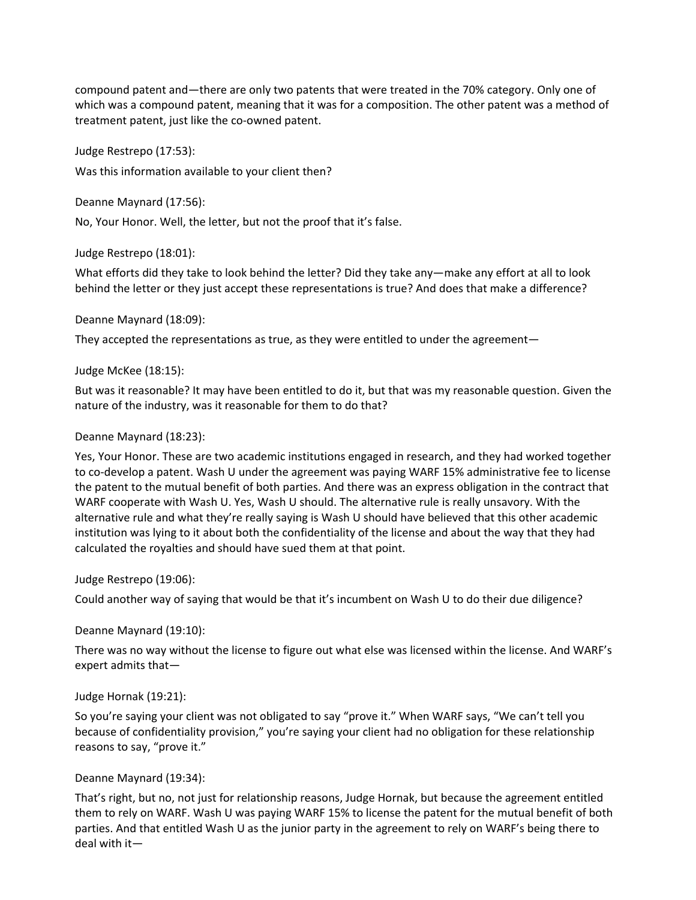compound patent and—there are only two patents that were treated in the 70% category. Only one of which was a compound patent, meaning that it was for a composition. The other patent was a method of treatment patent, just like the co-owned patent.

Judge Restrepo (17:53):

Was this information available to your client then?

Deanne Maynard (17:56):

No, Your Honor. Well, the letter, but not the proof that it's false.

Judge Restrepo (18:01):

What efforts did they take to look behind the letter? Did they take any—make any effort at all to look behind the letter or they just accept these representations is true? And does that make a difference?

Deanne Maynard (18:09):

They accepted the representations as true, as they were entitled to under the agreement—

Judge McKee (18:15):

But was it reasonable? It may have been entitled to do it, but that was my reasonable question. Given the nature of the industry, was it reasonable for them to do that?

Deanne Maynard (18:23):

Yes, Your Honor. These are two academic institutions engaged in research, and they had worked together to co-develop a patent. Wash U under the agreement was paying WARF 15% administrative fee to license the patent to the mutual benefit of both parties. And there was an express obligation in the contract that WARF cooperate with Wash U. Yes, Wash U should. The alternative rule is really unsavory. With the alternative rule and what they're really saying is Wash U should have believed that this other academic institution was lying to it about both the confidentiality of the license and about the way that they had calculated the royalties and should have sued them at that point.

Judge Restrepo (19:06):

Could another way of saying that would be that it's incumbent on Wash U to do their due diligence?

Deanne Maynard (19:10):

There was no way without the license to figure out what else was licensed within the license. And WARF's expert admits that—

Judge Hornak (19:21):

So you're saying your client was not obligated to say "prove it." When WARF says, "We can't tell you because of confidentiality provision," you're saying your client had no obligation for these relationship reasons to say, "prove it."

Deanne Maynard (19:34):

That's right, but no, not just for relationship reasons, Judge Hornak, but because the agreement entitled them to rely on WARF. Wash U was paying WARF 15% to license the patent for the mutual benefit of both parties. And that entitled Wash U as the junior party in the agreement to rely on WARF's being there to deal with it—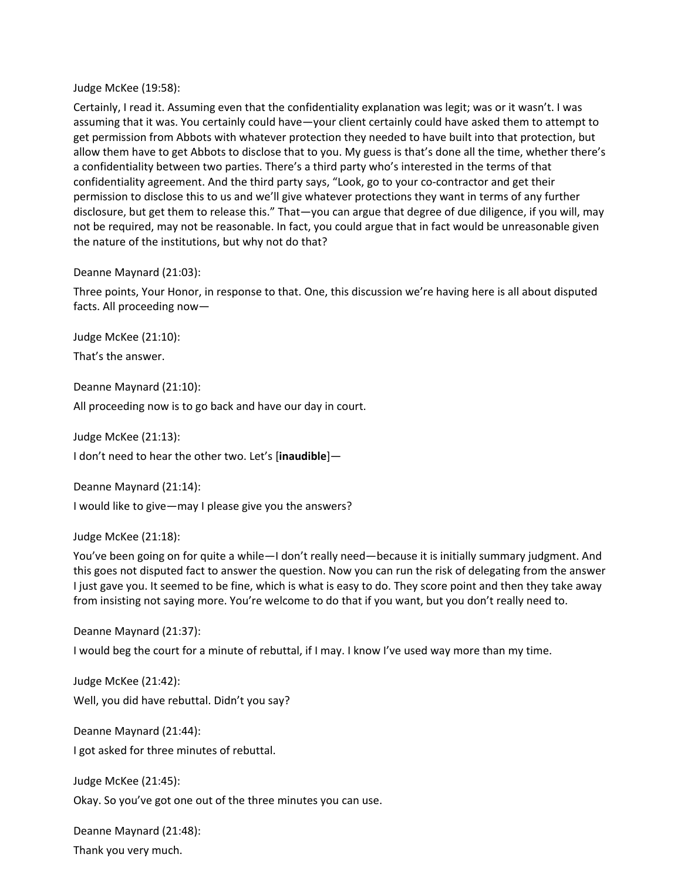Judge McKee (19:58):

Certainly, I read it. Assuming even that the confidentiality explanation was legit; was or it wasn't. I was assuming that it was. You certainly could have—your client certainly could have asked them to attempt to get permission from Abbots with whatever protection they needed to have built into that protection, but allow them have to get Abbots to disclose that to you. My guess is that's done all the time, whether there's a confidentiality between two parties. There's a third party who's interested in the terms of that confidentiality agreement. And the third party says, "Look, go to your co-contractor and get their permission to disclose this to us and we'll give whatever protections they want in terms of any further disclosure, but get them to release this." That—you can argue that degree of due diligence, if you will, may not be required, may not be reasonable. In fact, you could argue that in fact would be unreasonable given the nature of the institutions, but why not do that?

Deanne Maynard (21:03):

Three points, Your Honor, in response to that. One, this discussion we're having here is all about disputed facts. All proceeding now—

Judge McKee (21:10):

That's the answer.

Deanne Maynard (21:10):

All proceeding now is to go back and have our day in court.

Judge McKee (21:13):

I don't need to hear the other two. Let's [**inaudible**]—

Deanne Maynard (21:14):

I would like to give—may I please give you the answers?

Judge McKee (21:18):

You've been going on for quite a while—I don't really need—because it is initially summary judgment. And this goes not disputed fact to answer the question. Now you can run the risk of delegating from the answer I just gave you. It seemed to be fine, which is what is easy to do. They score point and then they take away from insisting not saying more. You're welcome to do that if you want, but you don't really need to.

Deanne Maynard (21:37):

I would beg the court for a minute of rebuttal, if I may. I know I've used way more than my time.

Judge McKee (21:42):

Well, you did have rebuttal. Didn't you say?

Deanne Maynard (21:44):

I got asked for three minutes of rebuttal.

Judge McKee (21:45):

Okay. So you've got one out of the three minutes you can use.

Deanne Maynard (21:48):

Thank you very much.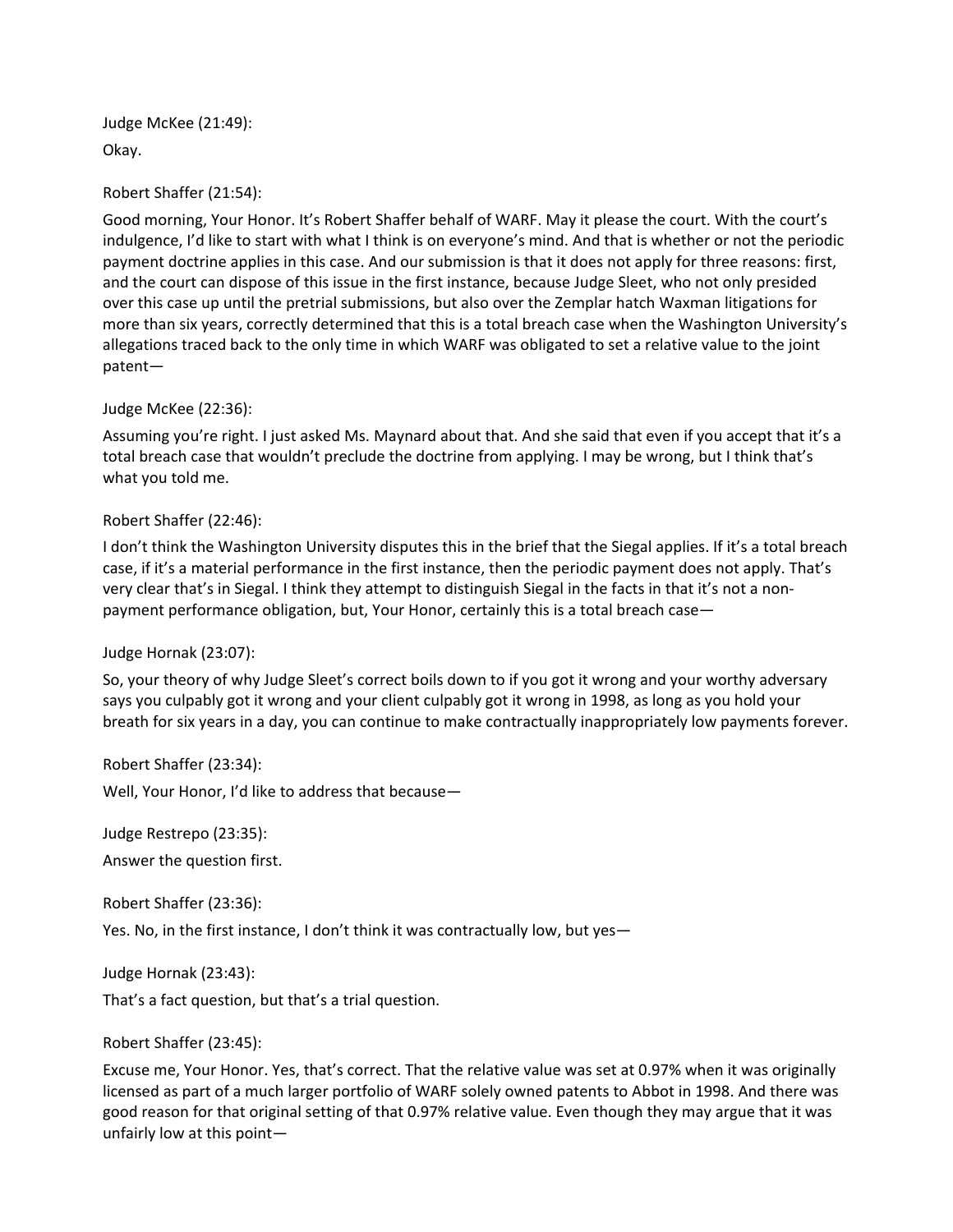Judge McKee (21:49):

Okay.

Robert Shaffer (21:54):

Good morning, Your Honor. It's Robert Shaffer behalf of WARF. May it please the court. With the court's indulgence, I'd like to start with what I think is on everyone's mind. And that is whether or not the periodic payment doctrine applies in this case. And our submission is that it does not apply for three reasons: first, and the court can dispose of this issue in the first instance, because Judge Sleet, who not only presided over this case up until the pretrial submissions, but also over the Zemplar hatch Waxman litigations for more than six years, correctly determined that this is a total breach case when the Washington University's allegations traced back to the only time in which WARF was obligated to set a relative value to the joint patent—

Judge McKee (22:36):

Assuming you're right. I just asked Ms. Maynard about that. And she said that even if you accept that it's a total breach case that wouldn't preclude the doctrine from applying. I may be wrong, but I think that's what you told me.

Robert Shaffer (22:46):

I don't think the Washington University disputes this in the brief that the Siegal applies. If it's a total breach case, if it's a material performance in the first instance, then the periodic payment does not apply. That's very clear that's in Siegal. I think they attempt to distinguish Siegal in the facts in that it's not a non-payment performance obligation, but, Your Honor, certainly this is a total breach case—

Judge Hornak (23:07):

So, your theory of why Judge Sleet's correct boils down to if you got it wrong and your worthy adversary says you culpably got it wrong and your client culpably got it wrong in 1998, as long as you hold your breath for six years in a day, you can continue to make contractually inappropriately low payments forever.

Robert Shaffer (23:34):

Well, Your Honor, I'd like to address that because—

Judge Restrepo (23:35):

Answer the question first.

Robert Shaffer (23:36):

Yes. No, in the first instance, I don't think it was contractually low, but yes—

Judge Hornak (23:43):

That's a fact question, but that's a trial question.

Robert Shaffer (23:45):

Excuse me, Your Honor. Yes, that's correct. That the relative value was set at 0.97% when it was originally licensed as part of a much larger portfolio of WARF solely owned patents to Abbot in 1998. And there was good reason for that original setting of that 0.97% relative value. Even though they may argue that it was unfairly low at this point—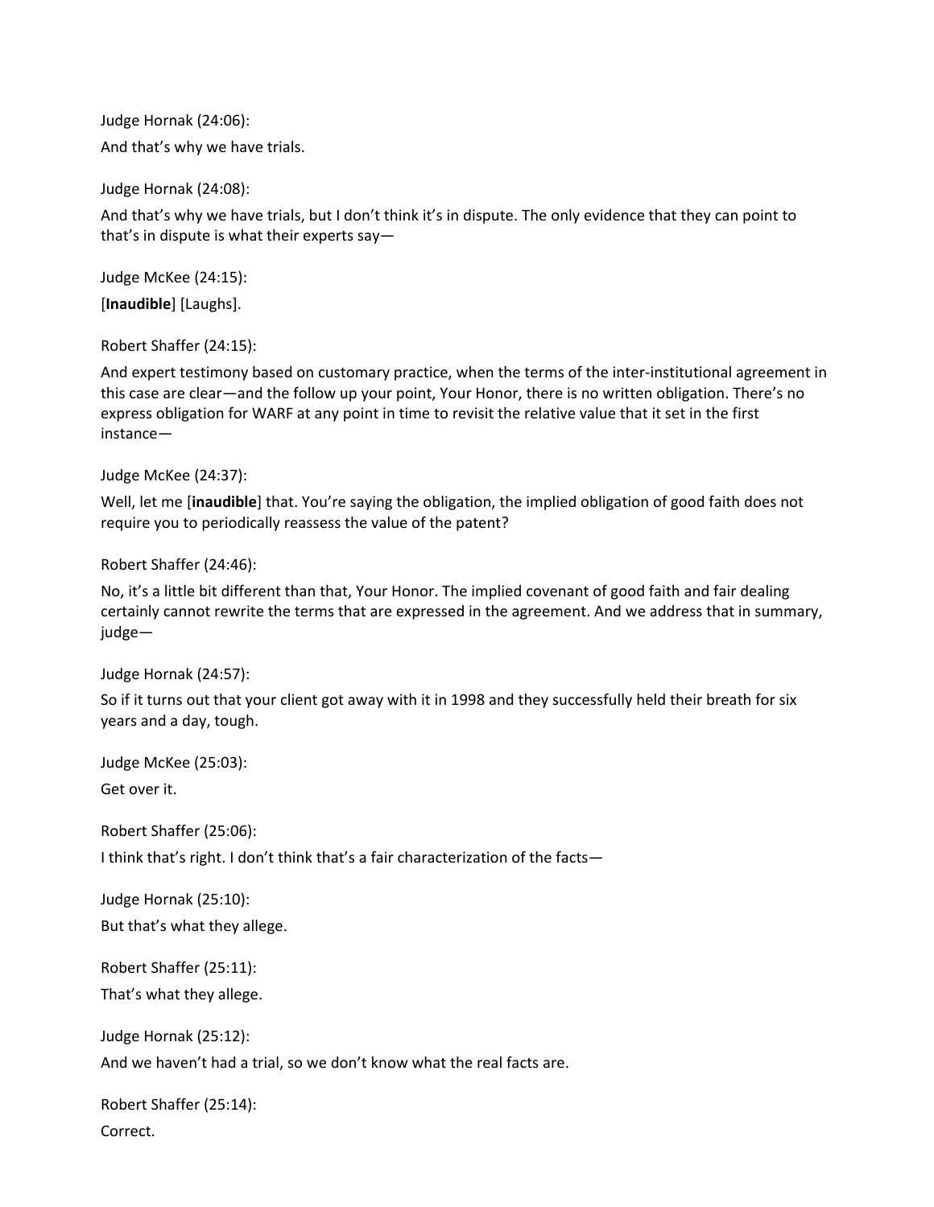Judge Hornak (24:06):

And that's why we have trials.

Judge Hornak (24:08):

And that's why we have trials, but I don't think it's in dispute. The only evidence that they can point to that's in dispute is what their experts say—

Judge McKee (24:15):

[**Inaudible**] [Laughs].

Robert Shaffer (24:15):

And expert testimony based on customary practice, when the terms of the inter-institutional agreement in this case are clear—and the follow up your point, Your Honor, there is no written obligation. There's no express obligation for WARF at any point in time to revisit the relative value that it set in the first instance—

Judge McKee (24:37):

Well, let me [**inaudible**] that. You're saying the obligation, the implied obligation of good faith does not require you to periodically reassess the value of the patent?

Robert Shaffer (24:46):

No, it's a little bit different than that, Your Honor. The implied covenant of good faith and fair dealing certainly cannot rewrite the terms that are expressed in the agreement. And we address that in summary, judge—

Judge Hornak (24:57):

So if it turns out that your client got away with it in 1998 and they successfully held their breath for six years and a day, tough.

Judge McKee (25:03):

Get over it.

Robert Shaffer (25:06):

I think that's right. I don't think that's a fair characterization of the facts—

Judge Hornak (25:10):

But that's what they allege.

Robert Shaffer (25:11):

That's what they allege.

Judge Hornak (25:12):

And we haven't had a trial, so we don't know what the real facts are.

Robert Shaffer (25:14):

Correct.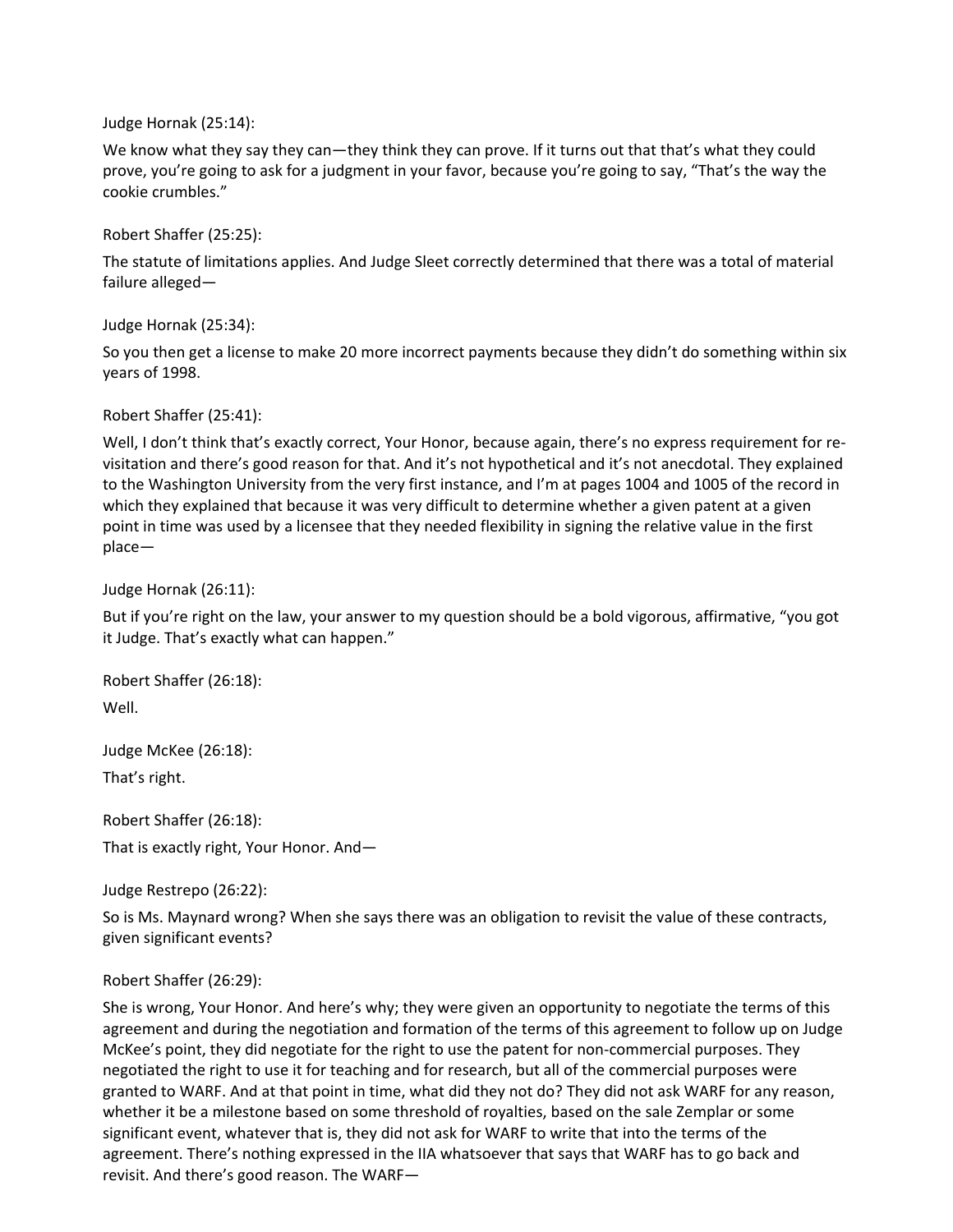Judge Hornak (25:14):

We know what they say they can—they think they can prove. If it turns out that that's what they could prove, you're going to ask for a judgment in your favor, because you're going to say, "That's the way the cookie crumbles."

Robert Shaffer (25:25):

The statute of limitations applies. And Judge Sleet correctly determined that there was a total of material failure alleged—

Judge Hornak (25:34):

So you then get a license to make 20 more incorrect payments because they didn't do something within six years of 1998.

Robert Shaffer (25:41):

Well, I don't think that's exactly correct, Your Honor, because again, there's no express requirement for re-visitation and there's good reason for that. And it's not hypothetical and it's not anecdotal. They explained to the Washington University from the very first instance, and I'm at pages 1004 and 1005 of the record in which they explained that because it was very difficult to determine whether a given patent at a given point in time was used by a licensee that they needed flexibility in signing the relative value in the first place—

Judge Hornak (26:11):

But if you're right on the law, your answer to my question should be a bold vigorous, affirmative, "you got it Judge. That's exactly what can happen."

Robert Shaffer (26:18):

Well.

Judge McKee (26:18):

That's right.

Robert Shaffer (26:18):

That is exactly right, Your Honor. And—

Judge Restrepo (26:22):

So is Ms. Maynard wrong? When she says there was an obligation to revisit the value of these contracts, given significant events?

Robert Shaffer (26:29):

She is wrong, Your Honor. And here's why; they were given an opportunity to negotiate the terms of this agreement and during the negotiation and formation of the terms of this agreement to follow up on Judge McKee's point, they did negotiate for the right to use the patent for non-commercial purposes. They negotiated the right to use it for teaching and for research, but all of the commercial purposes were granted to WARF. And at that point in time, what did they not do? They did not ask WARF for any reason, whether it be a milestone based on some threshold of royalties, based on the sale Zemplar or some significant event, whatever that is, they did not ask for WARF to write that into the terms of the agreement. There's nothing expressed in the IIA whatsoever that says that WARF has to go back and revisit. And there's good reason. The WARF—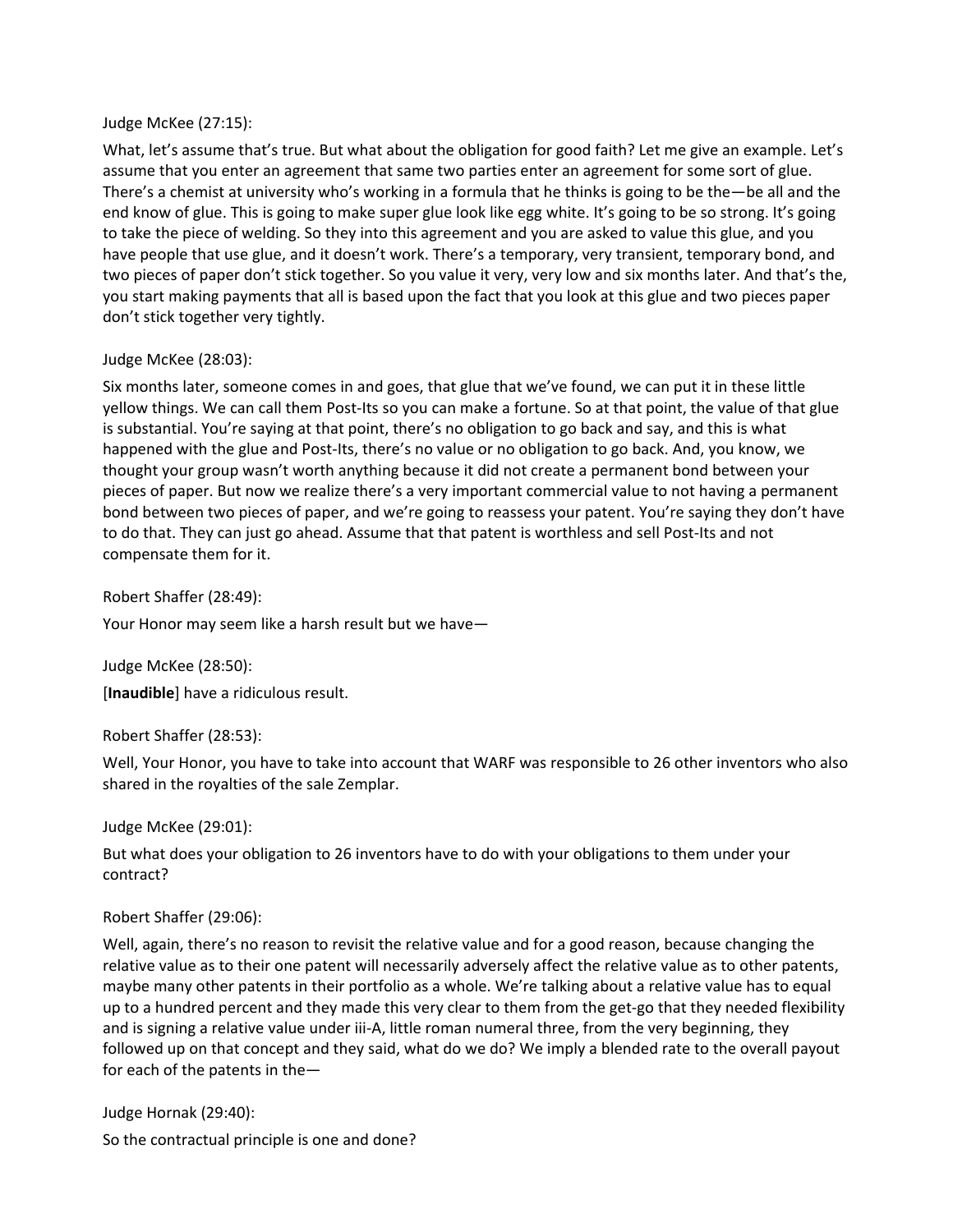Judge McKee (27:15):

What, let's assume that's true. But what about the obligation for good faith? Let me give an example. Let's assume that you enter an agreement that same two parties enter an agreement for some sort of glue. There's a chemist at university who's working in a formula that he thinks is going to be the—be all and the end know of glue. This is going to make super glue look like egg white. It's going to be so strong. It's going to take the piece of welding. So they into this agreement and you are asked to value this glue, and you have people that use glue, and it doesn't work. There's a temporary, very transient, temporary bond, and two pieces of paper don't stick together. So you value it very, very low and six months later. And that's the, you start making payments that all is based upon the fact that you look at this glue and two pieces paper don't stick together very tightly.

Judge McKee (28:03):

Six months later, someone comes in and goes, that glue that we've found, we can put it in these little yellow things. We can call them Post-Its so you can make a fortune. So at that point, the value of that glue is substantial. You're saying at that point, there's no obligation to go back and say, and this is what happened with the glue and Post-Its, there's no value or no obligation to go back. And, you know, we thought your group wasn't worth anything because it did not create a permanent bond between your pieces of paper. But now we realize there's a very important commercial value to not having a permanent bond between two pieces of paper, and we're going to reassess your patent. You're saying they don't have to do that. They can just go ahead. Assume that that patent is worthless and sell Post-Its and not compensate them for it.

Robert Shaffer (28:49):

Your Honor may seem like a harsh result but we have—

Judge McKee (28:50):

[**Inaudible**] have a ridiculous result.

Robert Shaffer (28:53):

Well, Your Honor, you have to take into account that WARF was responsible to 26 other inventors who also shared in the royalties of the sale Zemplar.

Judge McKee (29:01):

But what does your obligation to 26 inventors have to do with your obligations to them under your contract?

Robert Shaffer (29:06):

Well, again, there's no reason to revisit the relative value and for a good reason, because changing the relative value as to their one patent will necessarily adversely affect the relative value as to other patents, maybe many other patents in their portfolio as a whole. We're talking about a relative value has to equal up to a hundred percent and they made this very clear to them from the get-go that they needed flexibility and is signing a relative value under iii-A, little roman numeral three, from the very beginning, they followed up on that concept and they said, what do we do? We imply a blended rate to the overall payout for each of the patents in the—

Judge Hornak (29:40):

So the contractual principle is one and done?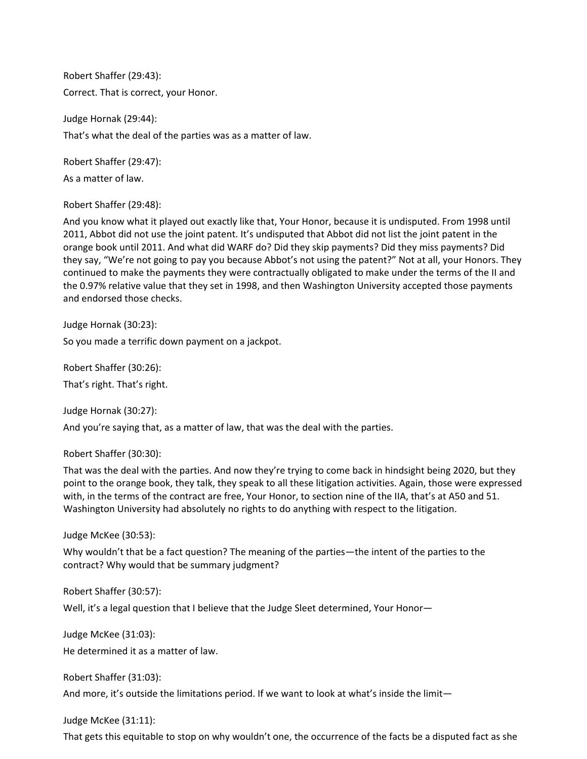Robert Shaffer (29:43):

Correct. That is correct, your Honor.

Judge Hornak (29:44):

That's what the deal of the parties was as a matter of law.

Robert Shaffer (29:47):

As a matter of law.

Robert Shaffer (29:48):

And you know what it played out exactly like that, Your Honor, because it is undisputed. From 1998 until 2011, Abbot did not use the joint patent. It's undisputed that Abbot did not list the joint patent in the orange book until 2011. And what did WARF do? Did they skip payments? Did they miss payments? Did they say, "We're not going to pay you because Abbot's not using the patent?" Not at all, your Honors. They continued to make the payments they were contractually obligated to make under the terms of the II and the 0.97% relative value that they set in 1998, and then Washington University accepted those payments and endorsed those checks.

Judge Hornak (30:23):

So you made a terrific down payment on a jackpot.

Robert Shaffer (30:26):

That's right. That's right.

Judge Hornak (30:27):

And you're saying that, as a matter of law, that was the deal with the parties.

Robert Shaffer (30:30):

That was the deal with the parties. And now they're trying to come back in hindsight being 2020, but they point to the orange book, they talk, they speak to all these litigation activities. Again, those were expressed with, in the terms of the contract are free, Your Honor, to section nine of the IIA, that's at A50 and 51. Washington University had absolutely no rights to do anything with respect to the litigation.

Judge McKee (30:53):

Why wouldn't that be a fact question? The meaning of the parties—the intent of the parties to the contract? Why would that be summary judgment?

Robert Shaffer (30:57):

Well, it's a legal question that I believe that the Judge Sleet determined, Your Honor—

Judge McKee (31:03):

He determined it as a matter of law.

Robert Shaffer (31:03):

And more, it's outside the limitations period. If we want to look at what's inside the limit—

Judge McKee (31:11):

That gets this equitable to stop on why wouldn't one, the occurrence of the facts be a disputed fact as she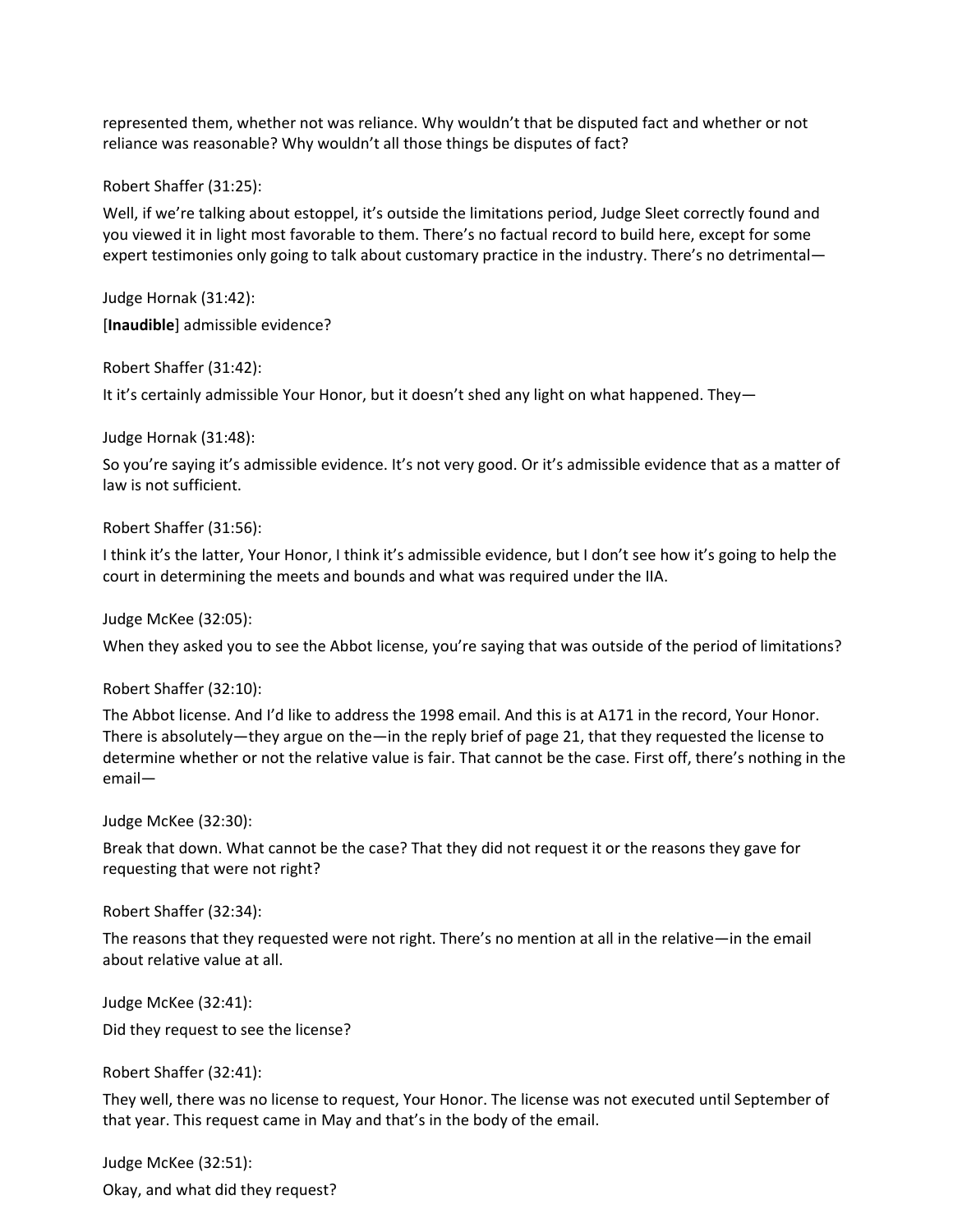represented them, whether not was reliance. Why wouldn't that be disputed fact and whether or not reliance was reasonable? Why wouldn't all those things be disputes of fact?

Robert Shaffer (31:25):

Well, if we're talking about estoppel, it's outside the limitations period, Judge Sleet correctly found and you viewed it in light most favorable to them. There's no factual record to build here, except for some expert testimonies only going to talk about customary practice in the industry. There's no detrimental—

Judge Hornak (31:42):

[**Inaudible**] admissible evidence?

Robert Shaffer (31:42):

It it's certainly admissible Your Honor, but it doesn't shed any light on what happened. They—

Judge Hornak (31:48):

So you're saying it's admissible evidence. It's not very good. Or it's admissible evidence that as a matter of law is not sufficient.

Robert Shaffer (31:56):

I think it's the latter, Your Honor, I think it's admissible evidence, but I don't see how it's going to help the court in determining the meets and bounds and what was required under the IIA.

Judge McKee (32:05):

When they asked you to see the Abbot license, you're saying that was outside of the period of limitations?

Robert Shaffer (32:10):

The Abbot license. And I'd like to address the 1998 email. And this is at A171 in the record, Your Honor. There is absolutely—they argue on the—in the reply brief of page 21, that they requested the license to determine whether or not the relative value is fair. That cannot be the case. First off, there's nothing in the email—

Judge McKee (32:30):

Break that down. What cannot be the case? That they did not request it or the reasons they gave for requesting that were not right?

Robert Shaffer (32:34):

The reasons that they requested were not right. There's no mention at all in the relative—in the email about relative value at all.

Judge McKee (32:41):

Did they request to see the license?

Robert Shaffer (32:41):

They well, there was no license to request, Your Honor. The license was not executed until September of that year. This request came in May and that's in the body of the email.

Judge McKee (32:51):

Okay, and what did they request?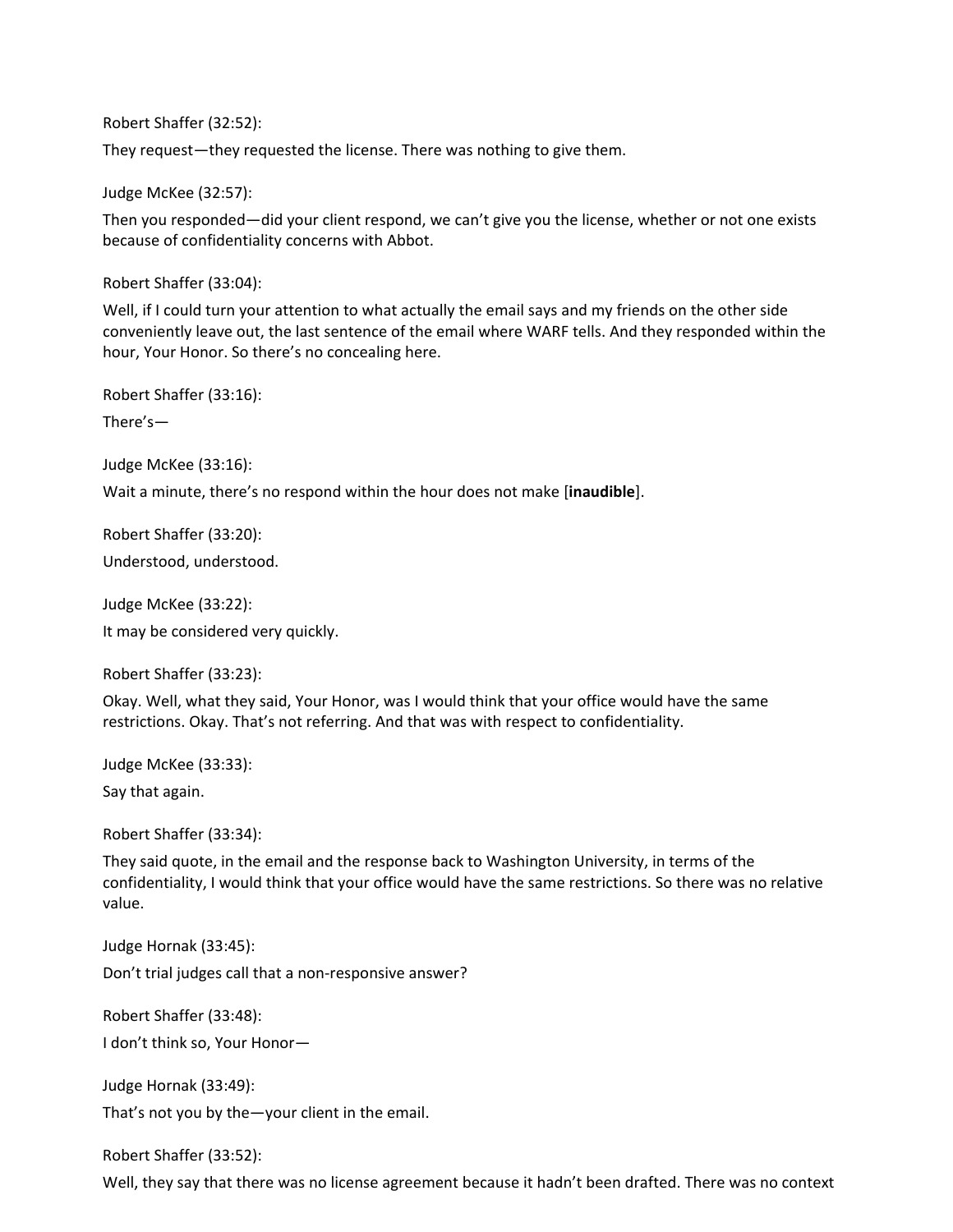Robert Shaffer (32:52):

They request—they requested the license. There was nothing to give them.

Judge McKee (32:57):

Then you responded—did your client respond, we can't give you the license, whether or not one exists because of confidentiality concerns with Abbot.

Robert Shaffer (33:04):

Well, if I could turn your attention to what actually the email says and my friends on the other side conveniently leave out, the last sentence of the email where WARF tells. And they responded within the hour, Your Honor. So there's no concealing here.

Robert Shaffer (33:16):

There's—

Judge McKee (33:16):

Wait a minute, there's no respond within the hour does not make [**inaudible**].

Robert Shaffer (33:20):

Understood, understood.

Judge McKee (33:22):

It may be considered very quickly.

Robert Shaffer (33:23):

Okay. Well, what they said, Your Honor, was I would think that your office would have the same restrictions. Okay. That's not referring. And that was with respect to confidentiality.

Judge McKee (33:33):

Say that again.

Robert Shaffer (33:34):

They said quote, in the email and the response back to Washington University, in terms of the confidentiality, I would think that your office would have the same restrictions. So there was no relative value.

Judge Hornak (33:45):

Don't trial judges call that a non-responsive answer?

Robert Shaffer (33:48):

I don't think so, Your Honor—

Judge Hornak (33:49):

That's not you by the—your client in the email.

Robert Shaffer (33:52):

Well, they say that there was no license agreement because it hadn't been drafted. There was no context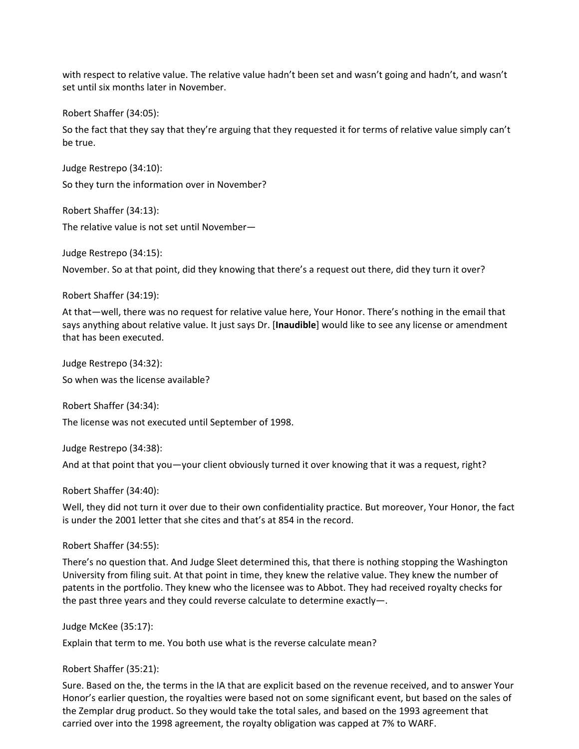with respect to relative value. The relative value hadn't been set and wasn't going and hadn't, and wasn't set until six months later in November.

Robert Shaffer (34:05):

So the fact that they say that they're arguing that they requested it for terms of relative value simply can't be true.

Judge Restrepo (34:10):

So they turn the information over in November?

Robert Shaffer (34:13):

The relative value is not set until November—

Judge Restrepo (34:15):

November. So at that point, did they knowing that there's a request out there, did they turn it over?

Robert Shaffer (34:19):

At that—well, there was no request for relative value here, Your Honor. There's nothing in the email that says anything about relative value. It just says Dr. [**Inaudible**] would like to see any license or amendment that has been executed.

Judge Restrepo (34:32):

So when was the license available?

Robert Shaffer (34:34):

The license was not executed until September of 1998.

Judge Restrepo (34:38):

And at that point that you—your client obviously turned it over knowing that it was a request, right?

Robert Shaffer (34:40):

Well, they did not turn it over due to their own confidentiality practice. But moreover, Your Honor, the fact is under the 2001 letter that she cites and that's at 854 in the record.

Robert Shaffer (34:55):

There's no question that. And Judge Sleet determined this, that there is nothing stopping the Washington University from filing suit. At that point in time, they knew the relative value. They knew the number of patents in the portfolio. They knew who the licensee was to Abbot. They had received royalty checks for the past three years and they could reverse calculate to determine exactly—.

Judge McKee (35:17):

Explain that term to me. You both use what is the reverse calculate mean?

Robert Shaffer (35:21):

Sure. Based on the, the terms in the IA that are explicit based on the revenue received, and to answer Your Honor's earlier question, the royalties were based not on some significant event, but based on the sales of the Zemplar drug product. So they would take the total sales, and based on the 1993 agreement that carried over into the 1998 agreement, the royalty obligation was capped at 7% to WARF.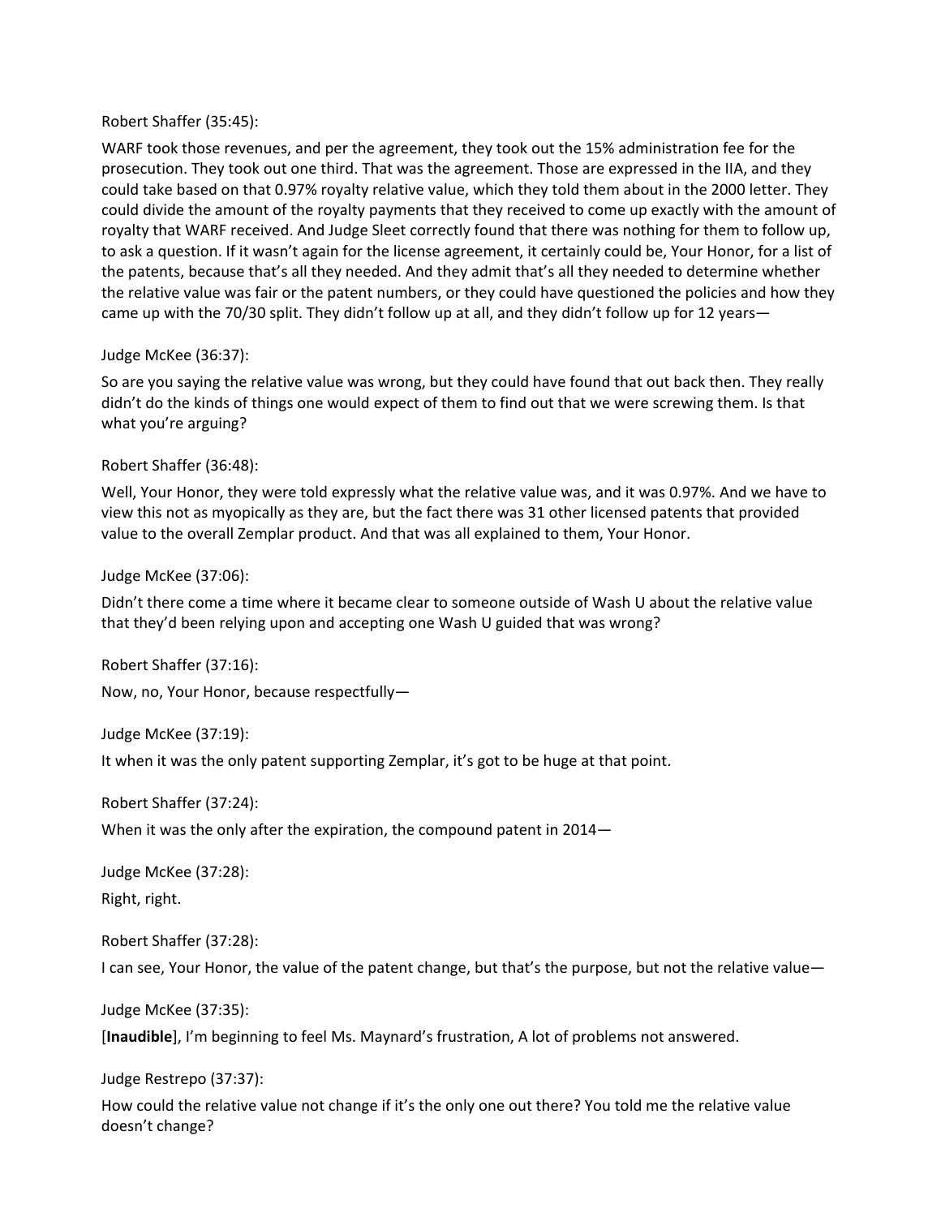Robert Shaffer (35:45):

WARF took those revenues, and per the agreement, they took out the 15% administration fee for the prosecution. They took out one third. That was the agreement. Those are expressed in the IIA, and they could take based on that 0.97% royalty relative value, which they told them about in the 2000 letter. They could divide the amount of the royalty payments that they received to come up exactly with the amount of royalty that WARF received. And Judge Sleet correctly found that there was nothing for them to follow up, to ask a question. If it wasn't again for the license agreement, it certainly could be, Your Honor, for a list of the patents, because that's all they needed. And they admit that's all they needed to determine whether the relative value was fair or the patent numbers, or they could have questioned the policies and how they came up with the 70/30 split. They didn't follow up at all, and they didn't follow up for 12 years—

Judge McKee (36:37):

So are you saying the relative value was wrong, but they could have found that out back then. They really didn't do the kinds of things one would expect of them to find out that we were screwing them. Is that what you're arguing?

Robert Shaffer (36:48):

Well, Your Honor, they were told expressly what the relative value was, and it was 0.97%. And we have to view this not as myopically as they are, but the fact there was 31 other licensed patents that provided value to the overall Zemplar product. And that was all explained to them, Your Honor.

Judge McKee (37:06):

Didn't there come a time where it became clear to someone outside of Wash U about the relative value that they'd been relying upon and accepting one Wash U guided that was wrong?

Robert Shaffer (37:16):

Now, no, Your Honor, because respectfully—

Judge McKee (37:19):

It when it was the only patent supporting Zemplar, it's got to be huge at that point.

Robert Shaffer (37:24):

When it was the only after the expiration, the compound patent in 2014—

Judge McKee (37:28):

Right, right.

Robert Shaffer (37:28):

I can see, Your Honor, the value of the patent change, but that's the purpose, but not the relative value—

Judge McKee (37:35):

[**Inaudible**], I'm beginning to feel Ms. Maynard's frustration, A lot of problems not answered.

Judge Restrepo (37:37):

How could the relative value not change if it's the only one out there? You told me the relative value doesn't change?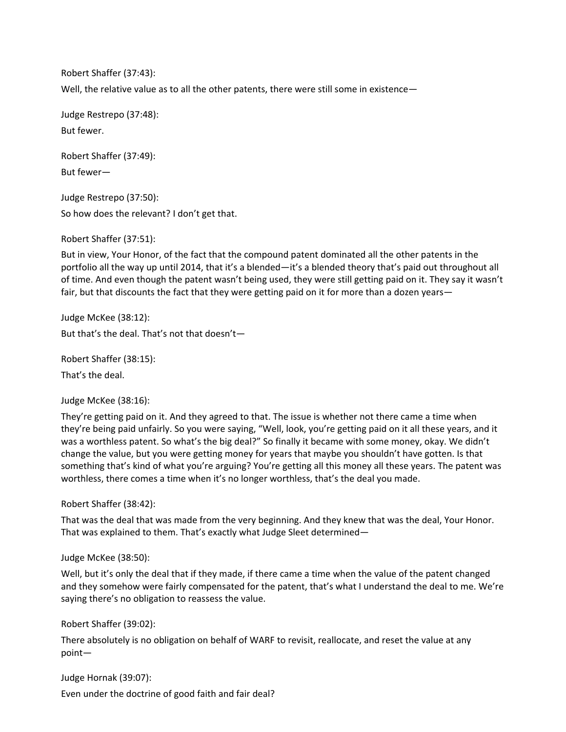Robert Shaffer (37:43):

Well, the relative value as to all the other patents, there were still some in existence—

Judge Restrepo (37:48):

But fewer.

Robert Shaffer (37:49):

But fewer—

Judge Restrepo (37:50):

So how does the relevant? I don't get that.

Robert Shaffer (37:51):

But in view, Your Honor, of the fact that the compound patent dominated all the other patents in the portfolio all the way up until 2014, that it's a blended—it's a blended theory that's paid out throughout all of time. And even though the patent wasn't being used, they were still getting paid on it. They say it wasn't fair, but that discounts the fact that they were getting paid on it for more than a dozen years—

Judge McKee (38:12):

But that's the deal. That's not that doesn't—

Robert Shaffer (38:15):

That's the deal.

Judge McKee (38:16):

They're getting paid on it. And they agreed to that. The issue is whether not there came a time when they're being paid unfairly. So you were saying, "Well, look, you're getting paid on it all these years, and it was a worthless patent. So what's the big deal?" So finally it became with some money, okay. We didn't change the value, but you were getting money for years that maybe you shouldn't have gotten. Is that something that's kind of what you're arguing? You're getting all this money all these years. The patent was worthless, there comes a time when it's no longer worthless, that's the deal you made.

Robert Shaffer (38:42):

That was the deal that was made from the very beginning. And they knew that was the deal, Your Honor. That was explained to them. That's exactly what Judge Sleet determined—

Judge McKee (38:50):

Well, but it's only the deal that if they made, if there came a time when the value of the patent changed and they somehow were fairly compensated for the patent, that's what I understand the deal to me. We're saying there's no obligation to reassess the value.

Robert Shaffer (39:02):

There absolutely is no obligation on behalf of WARF to revisit, reallocate, and reset the value at any point—

Judge Hornak (39:07):

Even under the doctrine of good faith and fair deal?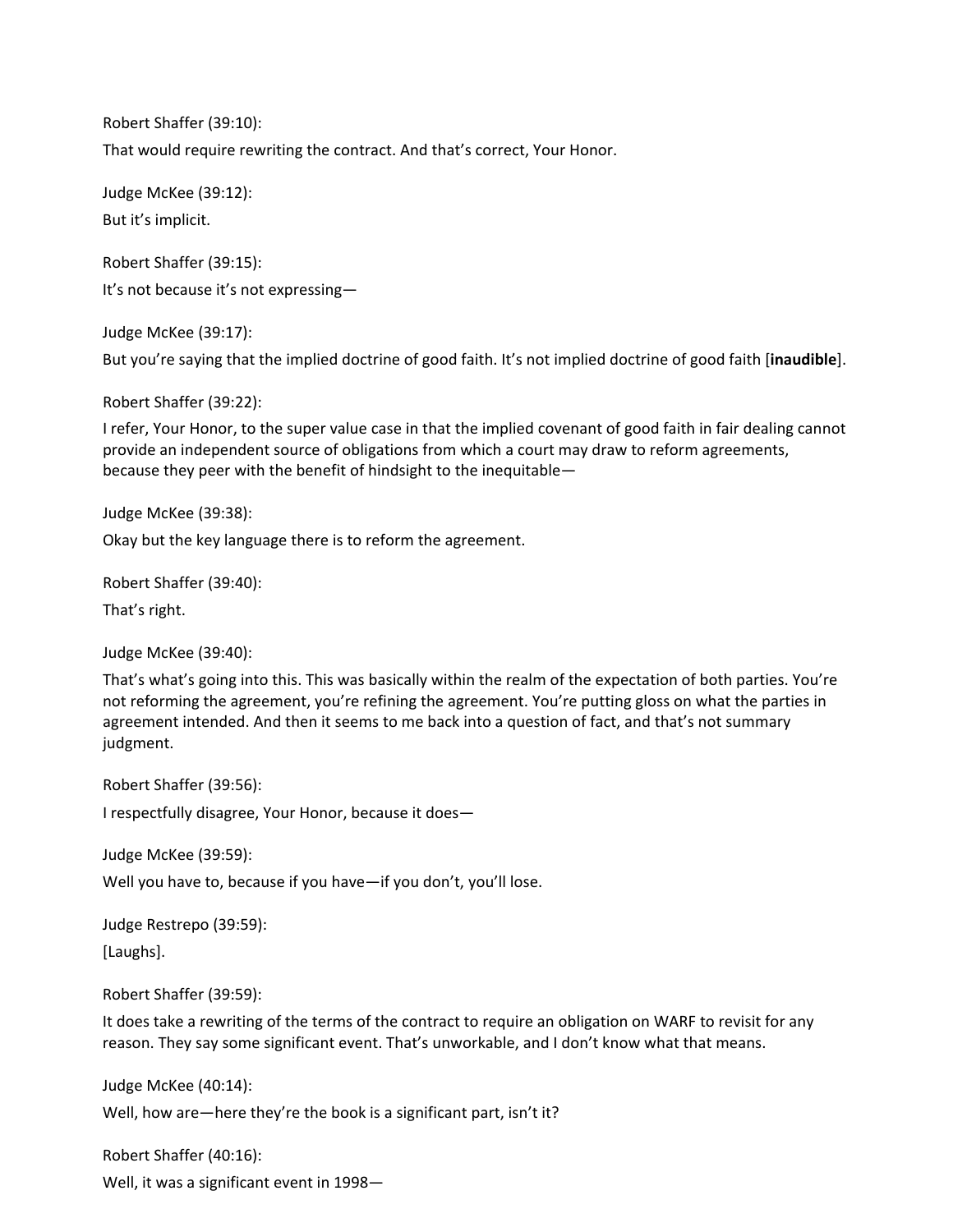Robert Shaffer (39:10):

That would require rewriting the contract. And that's correct, Your Honor.

Judge McKee (39:12):

But it's implicit.

Robert Shaffer (39:15):

It's not because it's not expressing—

Judge McKee (39:17):

But you're saying that the implied doctrine of good faith. It's not implied doctrine of good faith [**inaudible**].

Robert Shaffer (39:22):

I refer, Your Honor, to the super value case in that the implied covenant of good faith in fair dealing cannot provide an independent source of obligations from which a court may draw to reform agreements, because they peer with the benefit of hindsight to the inequitable—

Judge McKee (39:38):

Okay but the key language there is to reform the agreement.

Robert Shaffer (39:40):

That's right.

Judge McKee (39:40):

That's what's going into this. This was basically within the realm of the expectation of both parties. You're not reforming the agreement, you're refining the agreement. You're putting gloss on what the parties in agreement intended. And then it seems to me back into a question of fact, and that's not summary judgment.

Robert Shaffer (39:56):

I respectfully disagree, Your Honor, because it does—

Judge McKee (39:59):

Well you have to, because if you have—if you don't, you'll lose.

Judge Restrepo (39:59):

[Laughs].

Robert Shaffer (39:59):

It does take a rewriting of the terms of the contract to require an obligation on WARF to revisit for any reason. They say some significant event. That's unworkable, and I don't know what that means.

Judge McKee (40:14):

Well, how are—here they're the book is a significant part, isn't it?

Robert Shaffer (40:16):

Well, it was a significant event in 1998—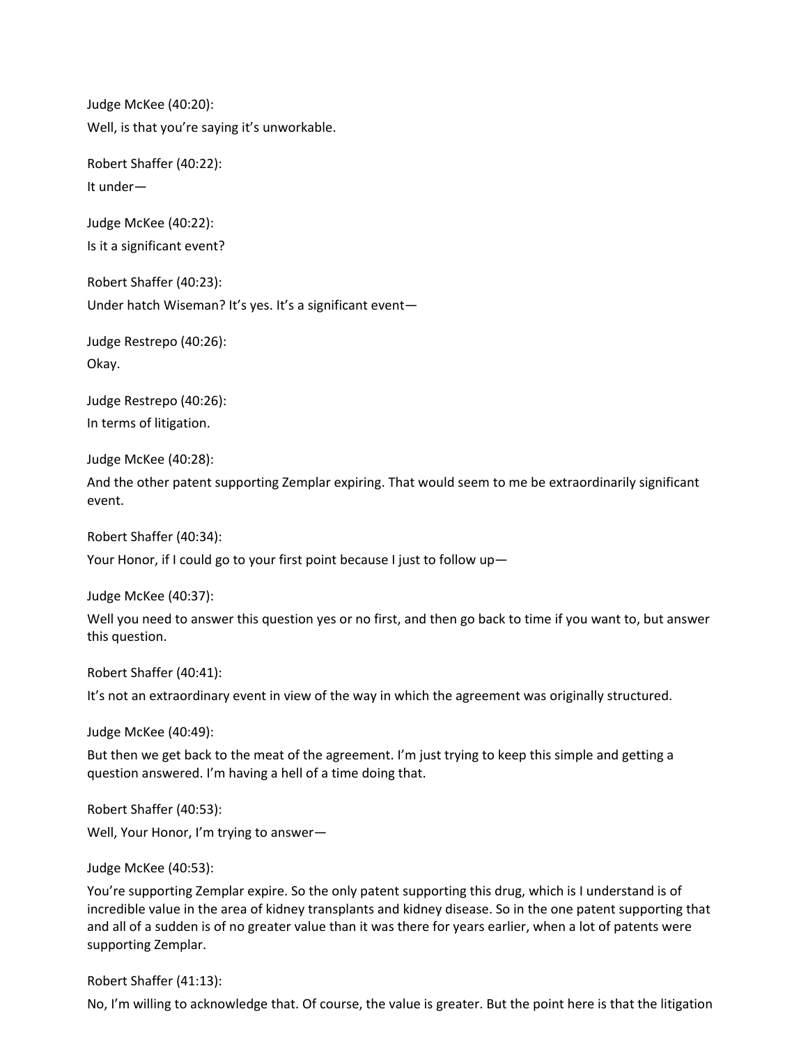Judge McKee (40:20):
Well, is that you're saying it's unworkable.

Robert Shaffer (40:22):
It under—

Judge McKee (40:22):
Is it a significant event?

Robert Shaffer (40:23):
Under hatch Wiseman? It's yes. It's a significant event—

Judge Restrepo (40:26):
Okay.

Judge Restrepo (40:26):
In terms of litigation.

Judge McKee (40:28):
And the other patent supporting Zemplar expiring. That would seem to me be extraordinarily significant event.

Robert Shaffer (40:34):
Your Honor, if I could go to your first point because I just to follow up—

Judge McKee (40:37):
Well you need to answer this question yes or no first, and then go back to time if you want to, but answer this question.

Robert Shaffer (40:41):
It's not an extraordinary event in view of the way in which the agreement was originally structured.

Judge McKee (40:49):
But then we get back to the meat of the agreement. I'm just trying to keep this simple and getting a question answered. I'm having a hell of a time doing that.

Robert Shaffer (40:53):
Well, Your Honor, I'm trying to answer—

Judge McKee (40:53):
You're supporting Zemplar expire. So the only patent supporting this drug, which is I understand is of incredible value in the area of kidney transplants and kidney disease. So in the one patent supporting that and all of a sudden is of no greater value than it was there for years earlier, when a lot of patents were supporting Zemplar.

Robert Shaffer (41:13):
No, I'm willing to acknowledge that. Of course, the value is greater. But the point here is that the litigation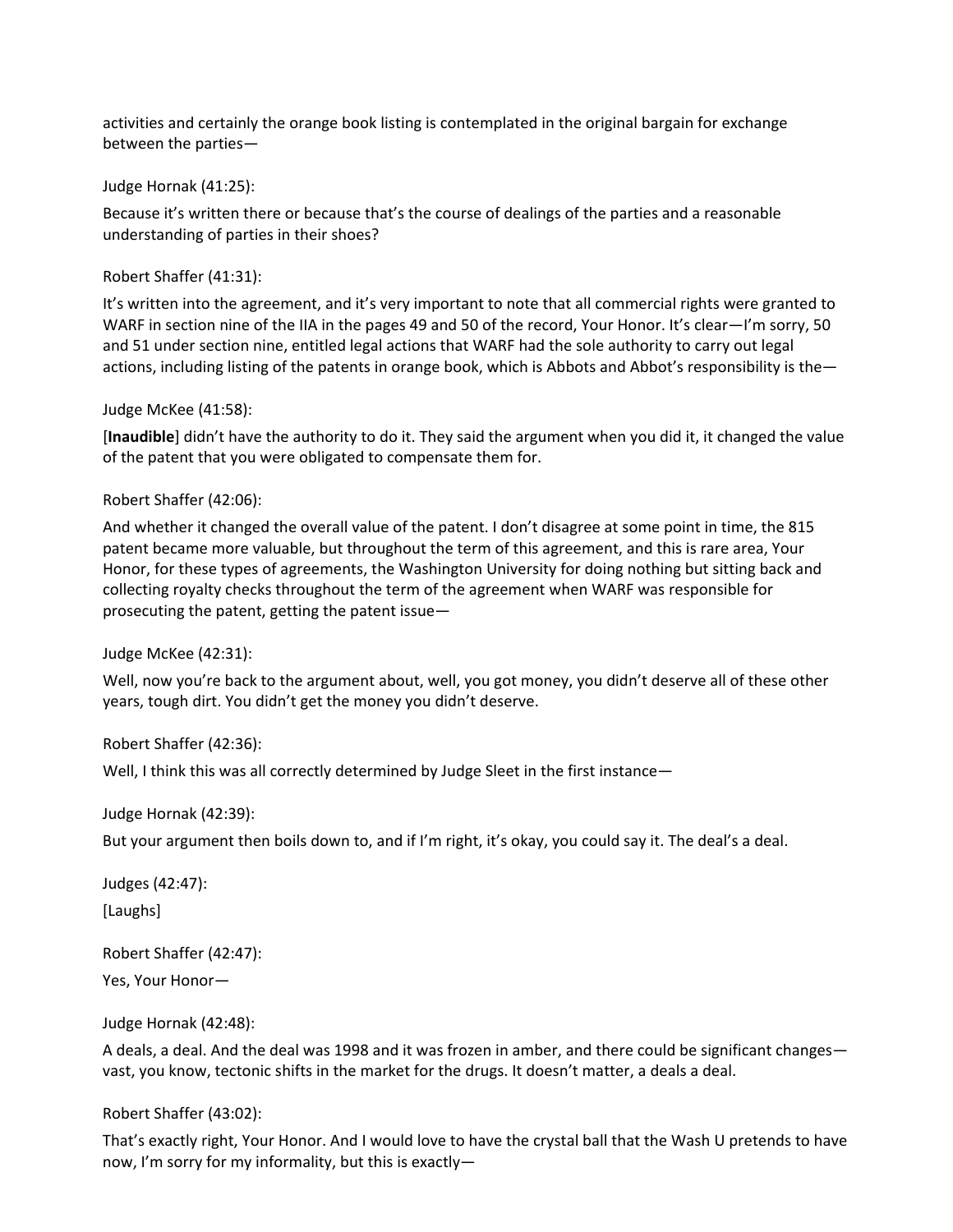activities and certainly the orange book listing is contemplated in the original bargain for exchange between the parties—

Judge Hornak (41:25):

Because it's written there or because that's the course of dealings of the parties and a reasonable understanding of parties in their shoes?

Robert Shaffer (41:31):

It's written into the agreement, and it's very important to note that all commercial rights were granted to WARF in section nine of the IIA in the pages 49 and 50 of the record, Your Honor. It's clear—I'm sorry, 50 and 51 under section nine, entitled legal actions that WARF had the sole authority to carry out legal actions, including listing of the patents in orange book, which is Abbots and Abbot's responsibility is the—

Judge McKee (41:58):

[**Inaudible**] didn't have the authority to do it. They said the argument when you did it, it changed the value of the patent that you were obligated to compensate them for.

Robert Shaffer (42:06):

And whether it changed the overall value of the patent. I don't disagree at some point in time, the 815 patent became more valuable, but throughout the term of this agreement, and this is rare area, Your Honor, for these types of agreements, the Washington University for doing nothing but sitting back and collecting royalty checks throughout the term of the agreement when WARF was responsible for prosecuting the patent, getting the patent issue—

Judge McKee (42:31):

Well, now you're back to the argument about, well, you got money, you didn't deserve all of these other years, tough dirt. You didn't get the money you didn't deserve.

Robert Shaffer (42:36):

Well, I think this was all correctly determined by Judge Sleet in the first instance—

Judge Hornak (42:39):

But your argument then boils down to, and if I'm right, it's okay, you could say it. The deal's a deal.

Judges (42:47):

[Laughs]

Robert Shaffer (42:47):

Yes, Your Honor—

Judge Hornak (42:48):

A deals, a deal. And the deal was 1998 and it was frozen in amber, and there could be significant changes—vast, you know, tectonic shifts in the market for the drugs. It doesn't matter, a deals a deal.

Robert Shaffer (43:02):

That's exactly right, Your Honor. And I would love to have the crystal ball that the Wash U pretends to have now, I'm sorry for my informality, but this is exactly—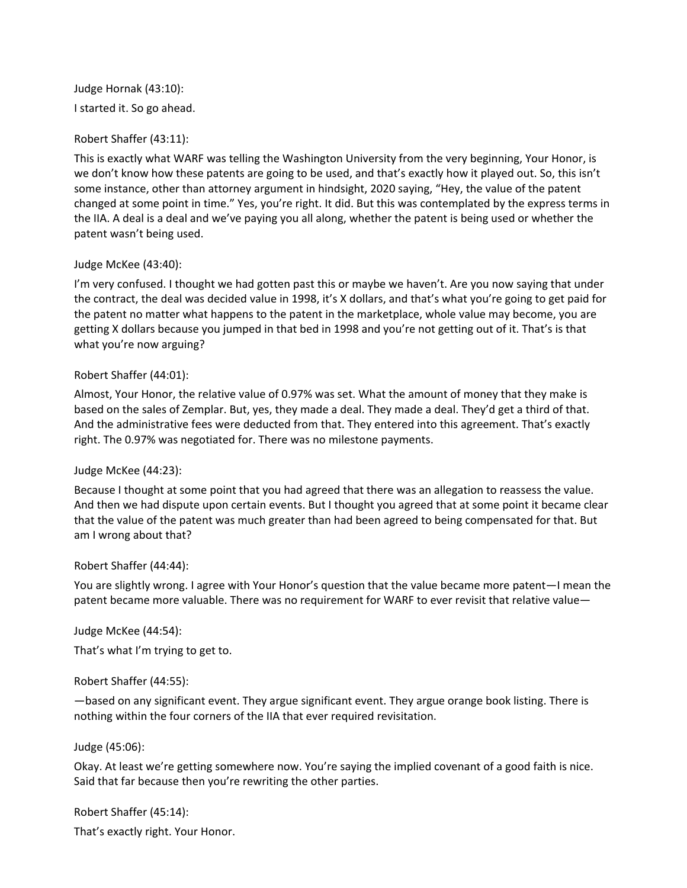Judge Hornak (43:10):

I started it. So go ahead.

Robert Shaffer (43:11):

This is exactly what WARF was telling the Washington University from the very beginning, Your Honor, is we don't know how these patents are going to be used, and that's exactly how it played out. So, this isn't some instance, other than attorney argument in hindsight, 2020 saying, "Hey, the value of the patent changed at some point in time." Yes, you're right. It did. But this was contemplated by the express terms in the IIA. A deal is a deal and we've paying you all along, whether the patent is being used or whether the patent wasn't being used.

Judge McKee (43:40):

I'm very confused. I thought we had gotten past this or maybe we haven't. Are you now saying that under the contract, the deal was decided value in 1998, it's X dollars, and that's what you're going to get paid for the patent no matter what happens to the patent in the marketplace, whole value may become, you are getting X dollars because you jumped in that bed in 1998 and you're not getting out of it. That's is that what you're now arguing?

Robert Shaffer (44:01):

Almost, Your Honor, the relative value of 0.97% was set. What the amount of money that they make is based on the sales of Zemplar. But, yes, they made a deal. They made a deal. They'd get a third of that. And the administrative fees were deducted from that. They entered into this agreement. That's exactly right. The 0.97% was negotiated for. There was no milestone payments.

Judge McKee (44:23):

Because I thought at some point that you had agreed that there was an allegation to reassess the value. And then we had dispute upon certain events. But I thought you agreed that at some point it became clear that the value of the patent was much greater than had been agreed to being compensated for that. But am I wrong about that?

Robert Shaffer (44:44):

You are slightly wrong. I agree with Your Honor's question that the value became more patent—I mean the patent became more valuable. There was no requirement for WARF to ever revisit that relative value—

Judge McKee (44:54):

That's what I'm trying to get to.

Robert Shaffer (44:55):

—based on any significant event. They argue significant event. They argue orange book listing. There is nothing within the four corners of the IIA that ever required revisitation.

Judge (45:06):

Okay. At least we're getting somewhere now. You're saying the implied covenant of a good faith is nice. Said that far because then you're rewriting the other parties.

Robert Shaffer (45:14):

That's exactly right. Your Honor.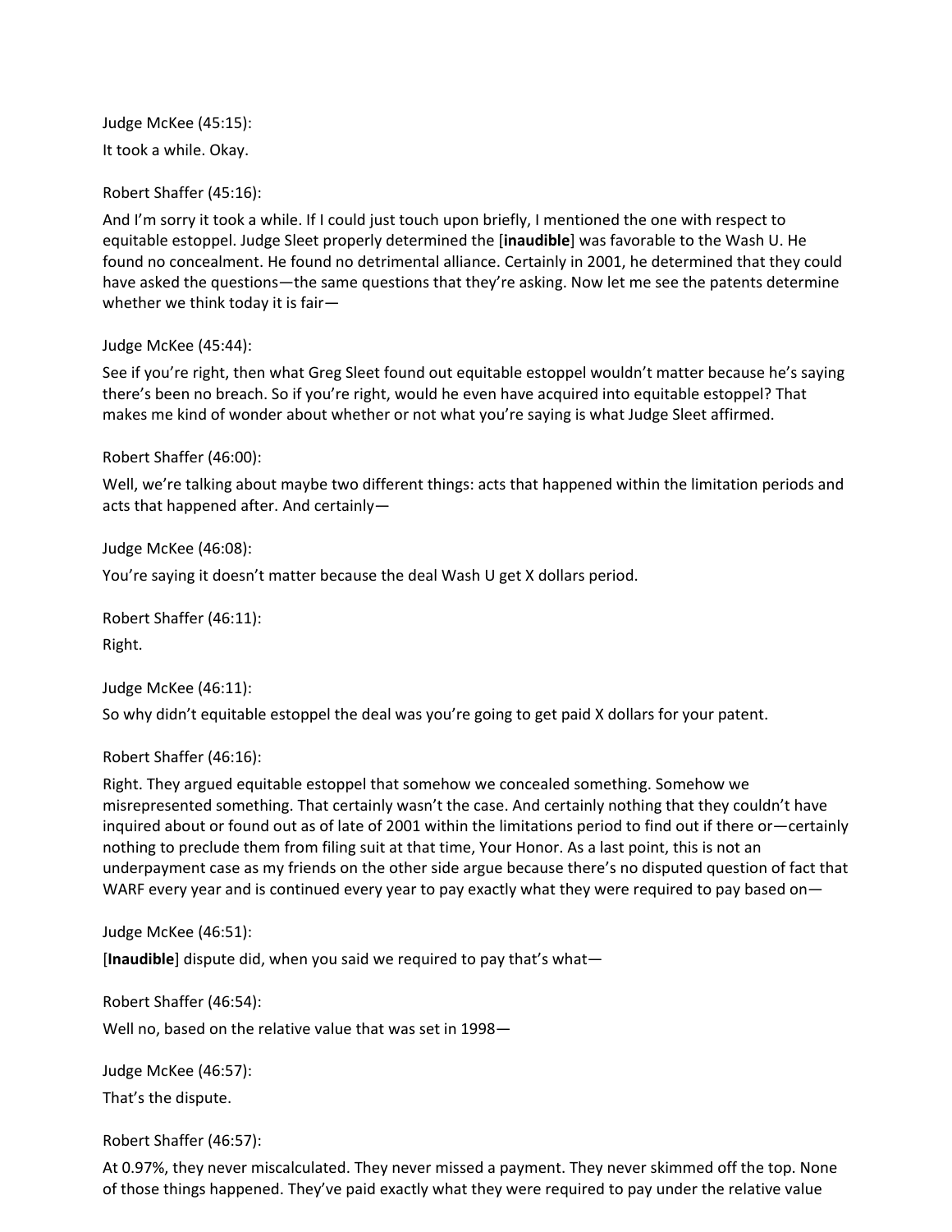Judge McKee (45:15):

It took a while. Okay.

Robert Shaffer (45:16):

And I'm sorry it took a while. If I could just touch upon briefly, I mentioned the one with respect to equitable estoppel. Judge Sleet properly determined the [**inaudible**] was favorable to the Wash U. He found no concealment. He found no detrimental alliance. Certainly in 2001, he determined that they could have asked the questions—the same questions that they're asking. Now let me see the patents determine whether we think today it is fair—

Judge McKee (45:44):

See if you're right, then what Greg Sleet found out equitable estoppel wouldn't matter because he's saying there's been no breach. So if you're right, would he even have acquired into equitable estoppel? That makes me kind of wonder about whether or not what you're saying is what Judge Sleet affirmed.

Robert Shaffer (46:00):

Well, we're talking about maybe two different things: acts that happened within the limitation periods and acts that happened after. And certainly—

Judge McKee (46:08):

You're saying it doesn't matter because the deal Wash U get X dollars period.

Robert Shaffer (46:11):

Right.

Judge McKee (46:11):

So why didn't equitable estoppel the deal was you're going to get paid X dollars for your patent.

Robert Shaffer (46:16):

Right. They argued equitable estoppel that somehow we concealed something. Somehow we misrepresented something. That certainly wasn't the case. And certainly nothing that they couldn't have inquired about or found out as of late of 2001 within the limitations period to find out if there or—certainly nothing to preclude them from filing suit at that time, Your Honor. As a last point, this is not an underpayment case as my friends on the other side argue because there's no disputed question of fact that WARF every year and is continued every year to pay exactly what they were required to pay based on—

Judge McKee (46:51):

[**Inaudible**] dispute did, when you said we required to pay that's what—

Robert Shaffer (46:54):

Well no, based on the relative value that was set in 1998—

Judge McKee (46:57):

That's the dispute.

Robert Shaffer (46:57):

At 0.97%, they never miscalculated. They never missed a payment. They never skimmed off the top. None of those things happened. They've paid exactly what they were required to pay under the relative value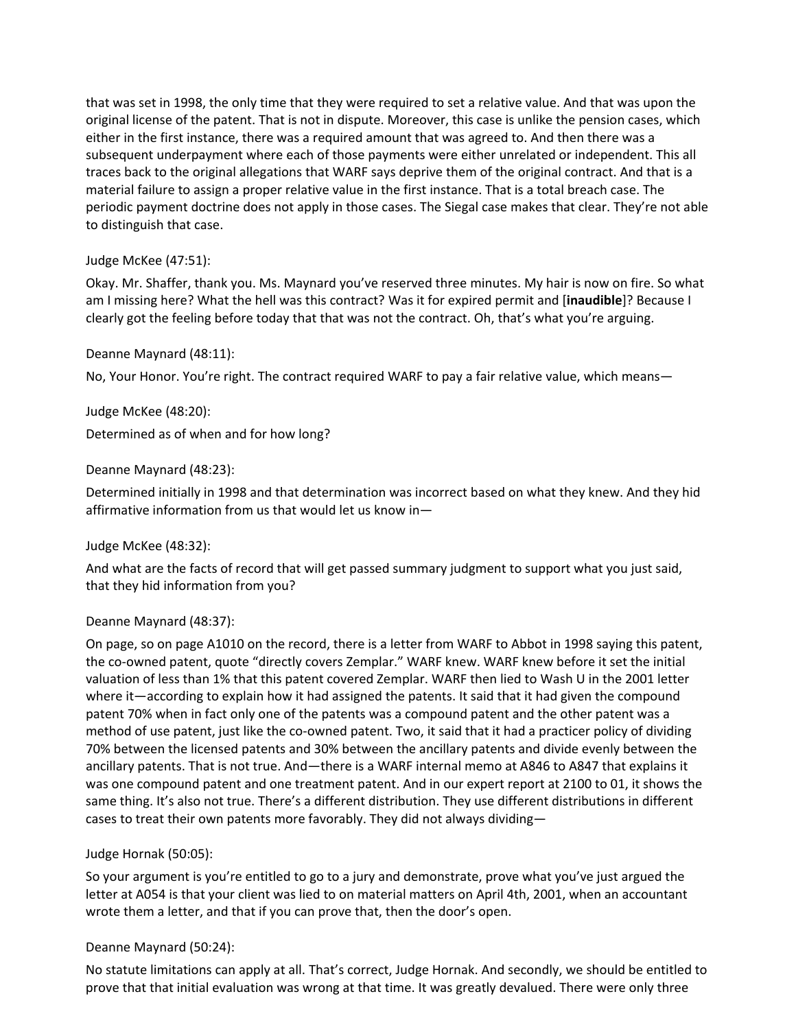that was set in 1998, the only time that they were required to set a relative value. And that was upon the original license of the patent. That is not in dispute. Moreover, this case is unlike the pension cases, which either in the first instance, there was a required amount that was agreed to. And then there was a subsequent underpayment where each of those payments were either unrelated or independent. This all traces back to the original allegations that WARF says deprive them of the original contract. And that is a material failure to assign a proper relative value in the first instance. That is a total breach case. The periodic payment doctrine does not apply in those cases. The Siegal case makes that clear. They're not able to distinguish that case.

Judge McKee (47:51):

Okay. Mr. Shaffer, thank you. Ms. Maynard you've reserved three minutes. My hair is now on fire. So what am I missing here? What the hell was this contract? Was it for expired permit and [**inaudible**]? Because I clearly got the feeling before today that that was not the contract. Oh, that's what you're arguing.

Deanne Maynard (48:11):

No, Your Honor. You're right. The contract required WARF to pay a fair relative value, which means—

Judge McKee (48:20):

Determined as of when and for how long?

Deanne Maynard (48:23):

Determined initially in 1998 and that determination was incorrect based on what they knew. And they hid affirmative information from us that would let us know in—

Judge McKee (48:32):

And what are the facts of record that will get passed summary judgment to support what you just said, that they hid information from you?

Deanne Maynard (48:37):

On page, so on page A1010 on the record, there is a letter from WARF to Abbot in 1998 saying this patent, the co-owned patent, quote "directly covers Zemplar." WARF knew. WARF knew before it set the initial valuation of less than 1% that this patent covered Zemplar. WARF then lied to Wash U in the 2001 letter where it—according to explain how it had assigned the patents. It said that it had given the compound patent 70% when in fact only one of the patents was a compound patent and the other patent was a method of use patent, just like the co-owned patent. Two, it said that it had a practicer policy of dividing 70% between the licensed patents and 30% between the ancillary patents and divide evenly between the ancillary patents. That is not true. And—there is a WARF internal memo at A846 to A847 that explains it was one compound patent and one treatment patent. And in our expert report at 2100 to 01, it shows the same thing. It's also not true. There's a different distribution. They use different distributions in different cases to treat their own patents more favorably. They did not always dividing—

Judge Hornak (50:05):

So your argument is you're entitled to go to a jury and demonstrate, prove what you've just argued the letter at A054 is that your client was lied to on material matters on April 4th, 2001, when an accountant wrote them a letter, and that if you can prove that, then the door's open.

Deanne Maynard (50:24):

No statute limitations can apply at all. That's correct, Judge Hornak. And secondly, we should be entitled to prove that that initial evaluation was wrong at that time. It was greatly devalued. There were only three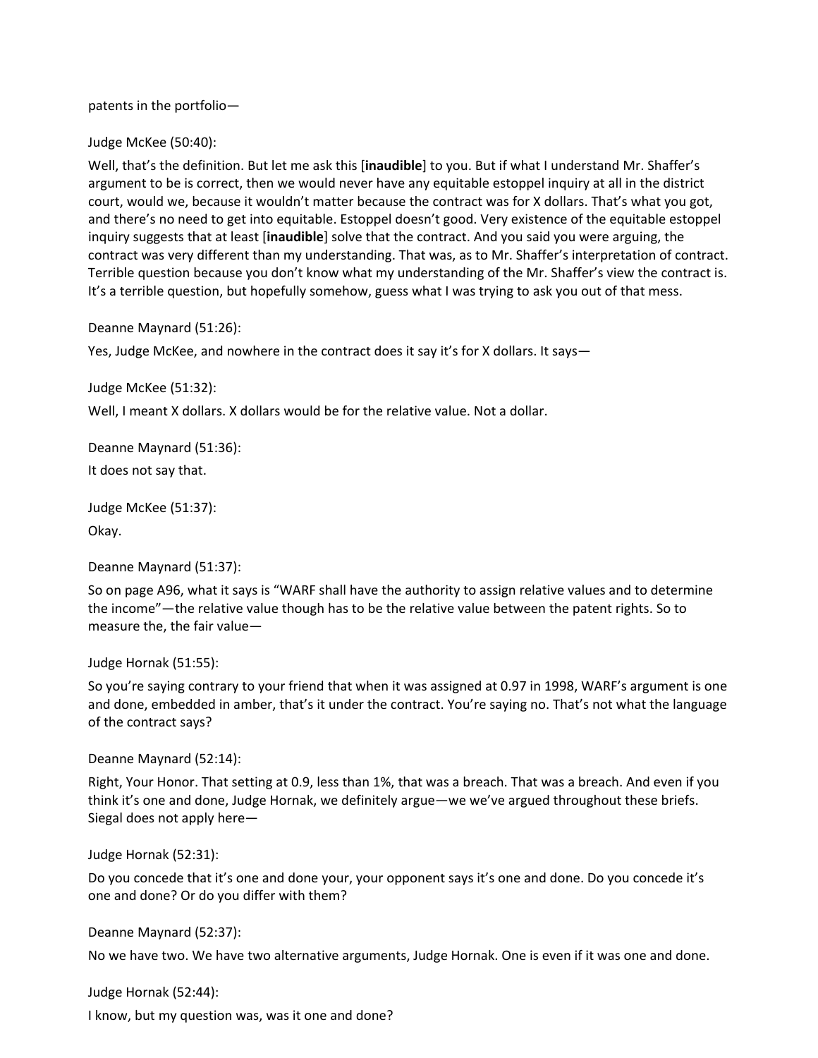patents in the portfolio—

Judge McKee (50:40):

Well, that's the definition. But let me ask this [**inaudible**] to you. But if what I understand Mr. Shaffer's argument to be is correct, then we would never have any equitable estoppel inquiry at all in the district court, would we, because it wouldn't matter because the contract was for X dollars. That's what you got, and there's no need to get into equitable. Estoppel doesn't good. Very existence of the equitable estoppel inquiry suggests that at least [**inaudible**] solve that the contract. And you said you were arguing, the contract was very different than my understanding. That was, as to Mr. Shaffer's interpretation of contract. Terrible question because you don't know what my understanding of the Mr. Shaffer's view the contract is. It's a terrible question, but hopefully somehow, guess what I was trying to ask you out of that mess.

Deanne Maynard (51:26):

Yes, Judge McKee, and nowhere in the contract does it say it's for X dollars. It says—

Judge McKee (51:32):

Well, I meant X dollars. X dollars would be for the relative value. Not a dollar.

Deanne Maynard (51:36):

It does not say that.

Judge McKee (51:37):

Okay.

Deanne Maynard (51:37):

So on page A96, what it says is "WARF shall have the authority to assign relative values and to determine the income"—the relative value though has to be the relative value between the patent rights. So to measure the, the fair value—

Judge Hornak (51:55):

So you're saying contrary to your friend that when it was assigned at 0.97 in 1998, WARF's argument is one and done, embedded in amber, that's it under the contract. You're saying no. That's not what the language of the contract says?

Deanne Maynard (52:14):

Right, Your Honor. That setting at 0.9, less than 1%, that was a breach. That was a breach. And even if you think it's one and done, Judge Hornak, we definitely argue—we we've argued throughout these briefs. Siegal does not apply here—

Judge Hornak (52:31):

Do you concede that it's one and done your, your opponent says it's one and done. Do you concede it's one and done? Or do you differ with them?

Deanne Maynard (52:37):

No we have two. We have two alternative arguments, Judge Hornak. One is even if it was one and done.

Judge Hornak (52:44):

I know, but my question was, was it one and done?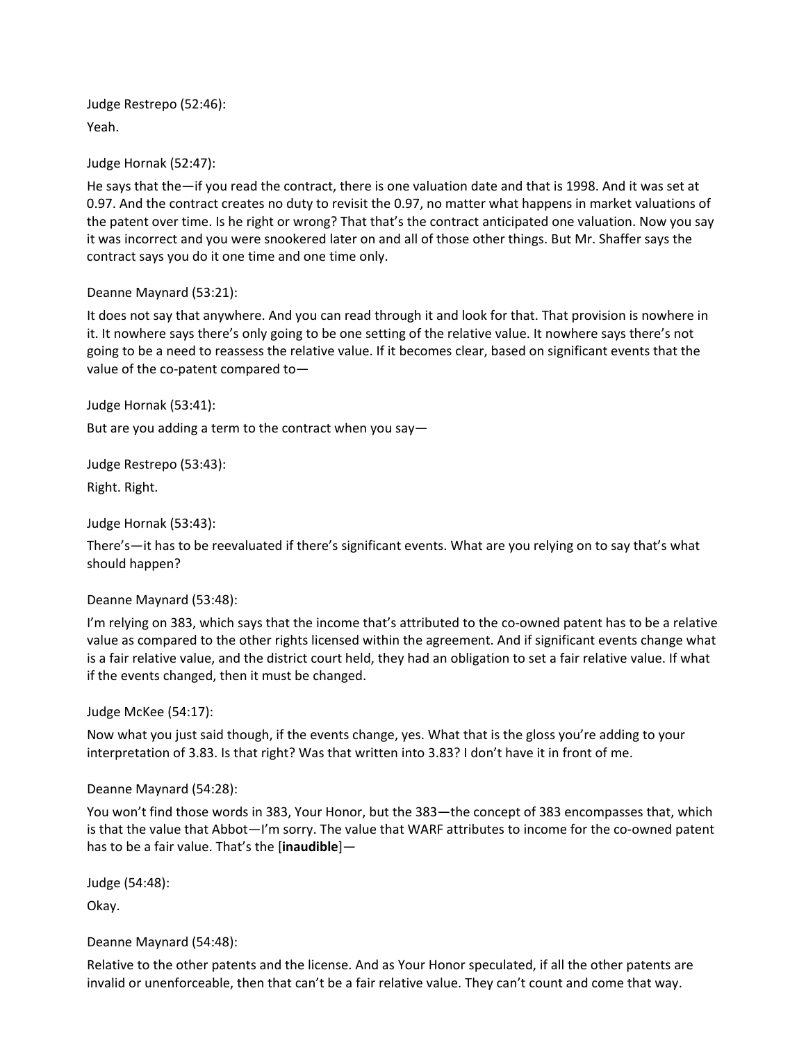Judge Restrepo (52:46):

Yeah.

Judge Hornak (52:47):

He says that the—if you read the contract, there is one valuation date and that is 1998. And it was set at 0.97. And the contract creates no duty to revisit the 0.97, no matter what happens in market valuations of the patent over time. Is he right or wrong? That that's the contract anticipated one valuation. Now you say it was incorrect and you were snookered later on and all of those other things. But Mr. Shaffer says the contract says you do it one time and one time only.

Deanne Maynard (53:21):

It does not say that anywhere. And you can read through it and look for that. That provision is nowhere in it. It nowhere says there's only going to be one setting of the relative value. It nowhere says there's not going to be a need to reassess the relative value. If it becomes clear, based on significant events that the value of the co-patent compared to—

Judge Hornak (53:41):

But are you adding a term to the contract when you say—

Judge Restrepo (53:43):

Right. Right.

Judge Hornak (53:43):

There's—it has to be reevaluated if there's significant events. What are you relying on to say that's what should happen?

Deanne Maynard (53:48):

I'm relying on 383, which says that the income that's attributed to the co-owned patent has to be a relative value as compared to the other rights licensed within the agreement. And if significant events change what is a fair relative value, and the district court held, they had an obligation to set a fair relative value. If what if the events changed, then it must be changed.

Judge McKee (54:17):

Now what you just said though, if the events change, yes. What that is the gloss you're adding to your interpretation of 3.83. Is that right? Was that written into 3.83? I don't have it in front of me.

Deanne Maynard (54:28):

You won't find those words in 383, Your Honor, but the 383—the concept of 383 encompasses that, which is that the value that Abbot—I'm sorry. The value that WARF attributes to income for the co-owned patent has to be a fair value. That's the [**inaudible**]—

Judge (54:48):

Okay.

Deanne Maynard (54:48):

Relative to the other patents and the license. And as Your Honor speculated, if all the other patents are invalid or unenforceable, then that can't be a fair relative value. They can't count and come that way.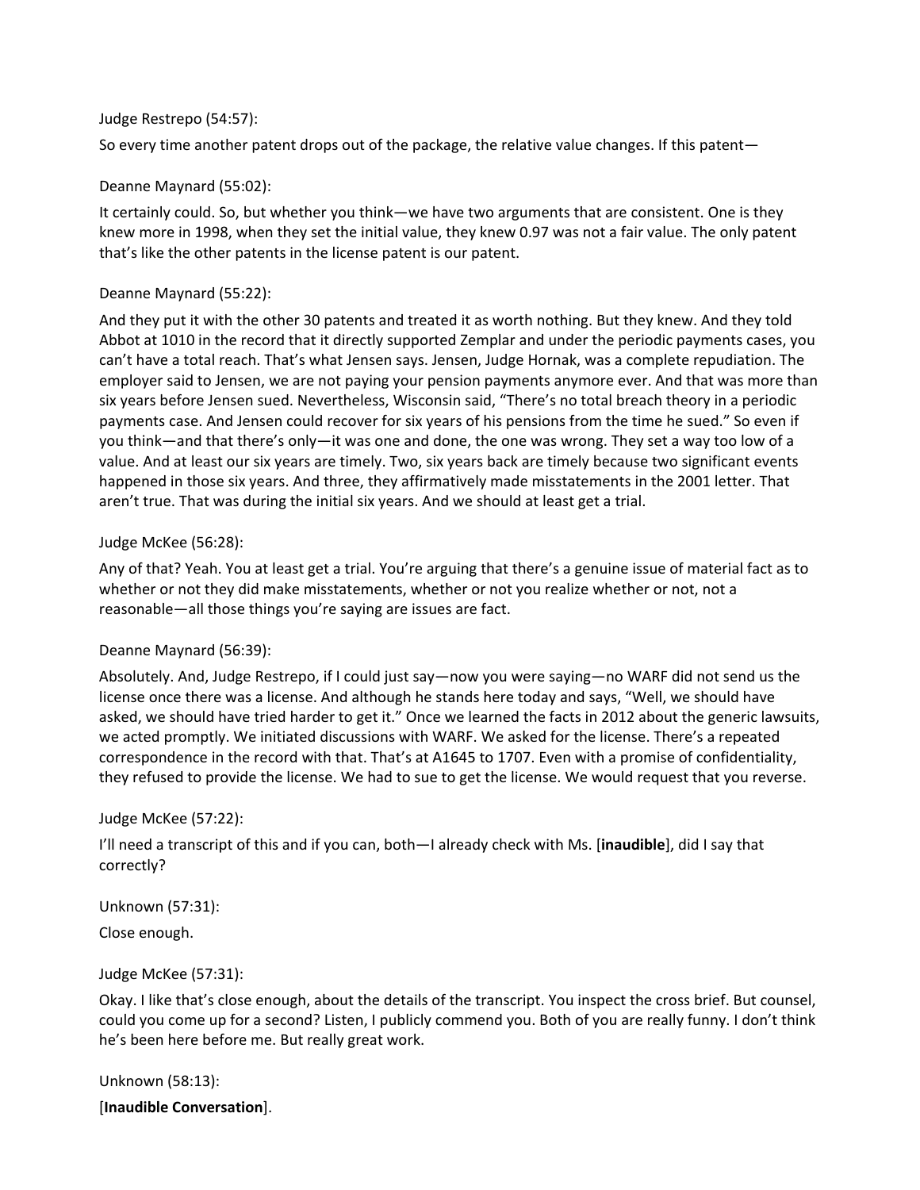Judge Restrepo (54:57):

So every time another patent drops out of the package, the relative value changes. If this patent—

Deanne Maynard (55:02):

It certainly could. So, but whether you think—we have two arguments that are consistent. One is they knew more in 1998, when they set the initial value, they knew 0.97 was not a fair value. The only patent that's like the other patents in the license patent is our patent.

Deanne Maynard (55:22):

And they put it with the other 30 patents and treated it as worth nothing. But they knew. And they told Abbot at 1010 in the record that it directly supported Zemplar and under the periodic payments cases, you can't have a total reach. That's what Jensen says. Jensen, Judge Hornak, was a complete repudiation. The employer said to Jensen, we are not paying your pension payments anymore ever. And that was more than six years before Jensen sued. Nevertheless, Wisconsin said, "There's no total breach theory in a periodic payments case. And Jensen could recover for six years of his pensions from the time he sued." So even if you think—and that there's only—it was one and done, the one was wrong. They set a way too low of a value. And at least our six years are timely. Two, six years back are timely because two significant events happened in those six years. And three, they affirmatively made misstatements in the 2001 letter. That aren't true. That was during the initial six years. And we should at least get a trial.

Judge McKee (56:28):

Any of that? Yeah. You at least get a trial. You're arguing that there's a genuine issue of material fact as to whether or not they did make misstatements, whether or not you realize whether or not, not a reasonable—all those things you're saying are issues are fact.

Deanne Maynard (56:39):

Absolutely. And, Judge Restrepo, if I could just say—now you were saying—no WARF did not send us the license once there was a license. And although he stands here today and says, "Well, we should have asked, we should have tried harder to get it." Once we learned the facts in 2012 about the generic lawsuits, we acted promptly. We initiated discussions with WARF. We asked for the license. There's a repeated correspondence in the record with that. That's at A1645 to 1707. Even with a promise of confidentiality, they refused to provide the license. We had to sue to get the license. We would request that you reverse.

Judge McKee (57:22):

I'll need a transcript of this and if you can, both—I already check with Ms. [**inaudible**], did I say that correctly?

Unknown (57:31):

Close enough.

Judge McKee (57:31):

Okay. I like that's close enough, about the details of the transcript. You inspect the cross brief. But counsel, could you come up for a second? Listen, I publicly commend you. Both of you are really funny. I don't think he's been here before me. But really great work.

Unknown (58:13):

[**Inaudible Conversation**].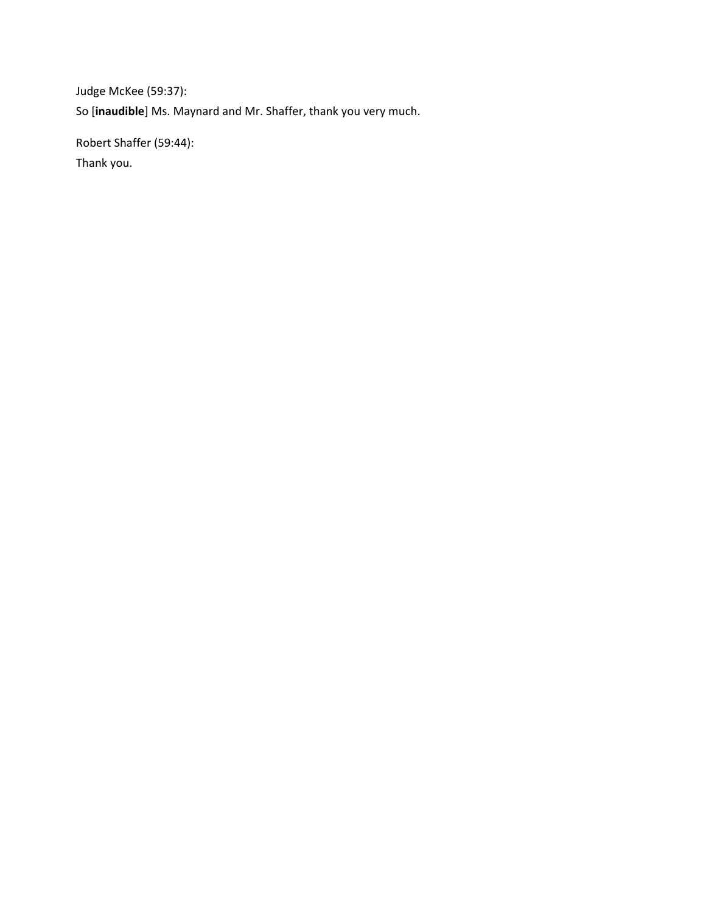Judge McKee (59:37):
So [**inaudible**] Ms. Maynard and Mr. Shaffer, thank you very much.

Robert Shaffer (59:44):
Thank you.